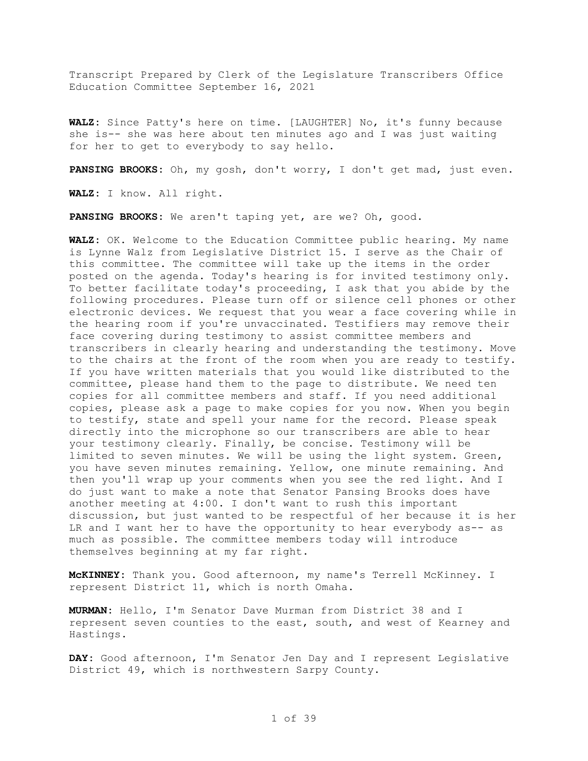Transcript Prepared by Clerk of the Legislature Transcribers Office
Education Committee September 16, 2021

**WALZ**: Since Patty's here on time. [LAUGHTER] No, it's funny because she is-- she was here about ten minutes ago and I was just waiting for her to get to everybody to say hello.

**PANSING BROOKS**: Oh, my gosh, don't worry, I don't get mad, just even.

**WALZ**: I know. All right.

**PANSING BROOKS**: We aren't taping yet, are we? Oh, good.

**WALZ**: OK. Welcome to the Education Committee public hearing. My name is Lynne Walz from Legislative District 15. I serve as the Chair of this committee. The committee will take up the items in the order posted on the agenda. Today's hearing is for invited testimony only. To better facilitate today's proceeding, I ask that you abide by the following procedures. Please turn off or silence cell phones or other electronic devices. We request that you wear a face covering while in the hearing room if you're unvaccinated. Testifiers may remove their face covering during testimony to assist committee members and transcribers in clearly hearing and understanding the testimony. Move to the chairs at the front of the room when you are ready to testify. If you have written materials that you would like distributed to the committee, please hand them to the page to distribute. We need ten copies for all committee members and staff. If you need additional copies, please ask a page to make copies for you now. When you begin to testify, state and spell your name for the record. Please speak directly into the microphone so our transcribers are able to hear your testimony clearly. Finally, be concise. Testimony will be limited to seven minutes. We will be using the light system. Green, you have seven minutes remaining. Yellow, one minute remaining. And then you'll wrap up your comments when you see the red light. And I do just want to make a note that Senator Pansing Brooks does have another meeting at 4:00. I don't want to rush this important discussion, but just wanted to be respectful of her because it is her LR and I want her to have the opportunity to hear everybody as-- as much as possible. The committee members today will introduce themselves beginning at my far right.

**McKINNEY**: Thank you. Good afternoon, my name's Terrell McKinney. I represent District 11, which is north Omaha.

**MURMAN**: Hello, I'm Senator Dave Murman from District 38 and I represent seven counties to the east, south, and west of Kearney and Hastings.

**DAY**: Good afternoon, I'm Senator Jen Day and I represent Legislative District 49, which is northwestern Sarpy County.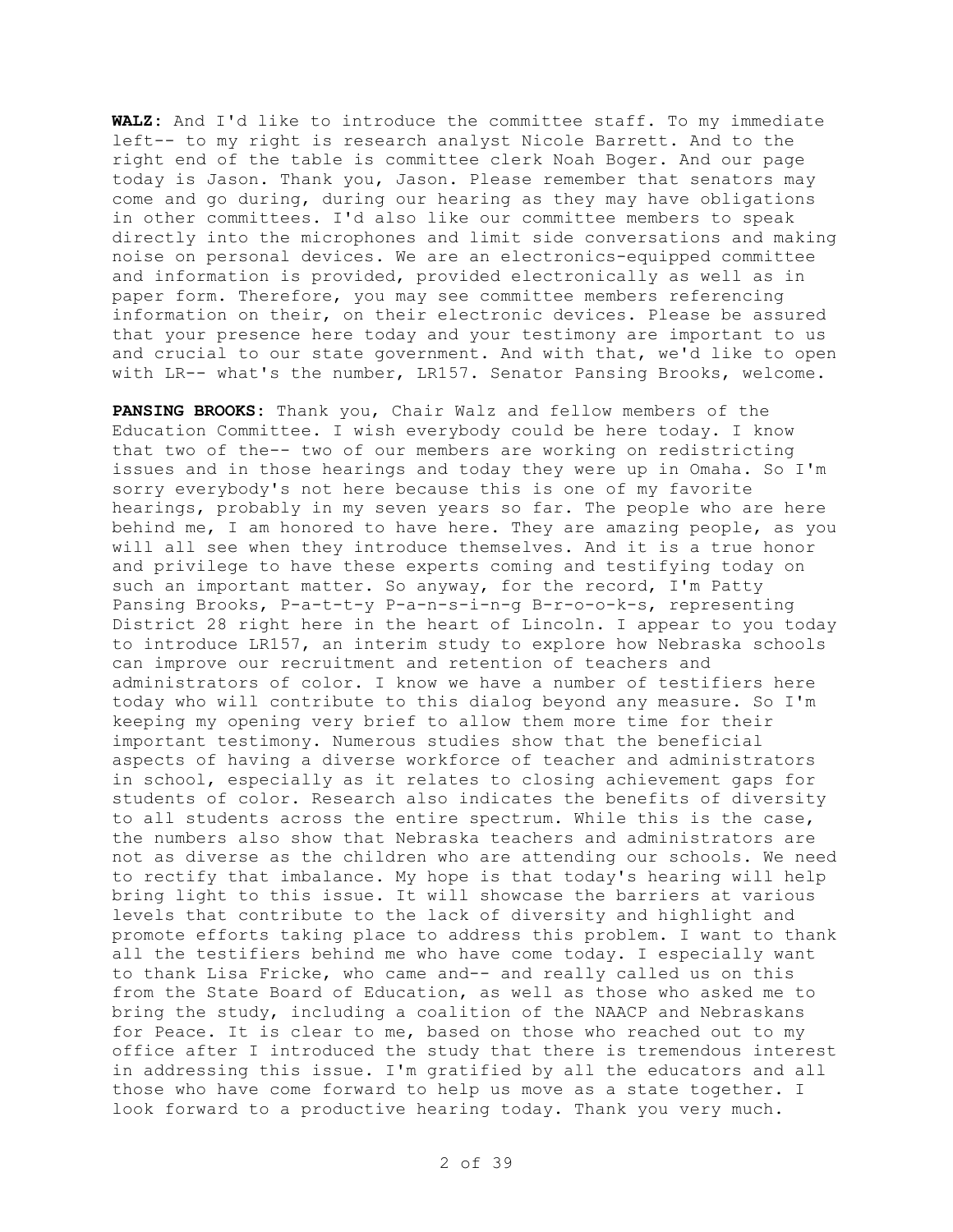**WALZ**: And I'd like to introduce the committee staff. To my immediate left-- to my right is research analyst Nicole Barrett. And to the right end of the table is committee clerk Noah Boger. And our page today is Jason. Thank you, Jason. Please remember that senators may come and go during, during our hearing as they may have obligations in other committees. I'd also like our committee members to speak directly into the microphones and limit side conversations and making noise on personal devices. We are an electronics-equipped committee and information is provided, provided electronically as well as in paper form. Therefore, you may see committee members referencing information on their, on their electronic devices. Please be assured that your presence here today and your testimony are important to us and crucial to our state government. And with that, we'd like to open with LR-- what's the number, LR157. Senator Pansing Brooks, welcome.

**PANSING BROOKS**: Thank you, Chair Walz and fellow members of the Education Committee. I wish everybody could be here today. I know that two of the-- two of our members are working on redistricting issues and in those hearings and today they were up in Omaha. So I'm sorry everybody's not here because this is one of my favorite hearings, probably in my seven years so far. The people who are here behind me, I am honored to have here. They are amazing people, as you will all see when they introduce themselves. And it is a true honor and privilege to have these experts coming and testifying today on such an important matter. So anyway, for the record, I'm Patty Pansing Brooks, P-a-t-t-y P-a-n-s-i-n-g B-r-o-o-k-s, representing District 28 right here in the heart of Lincoln. I appear to you today to introduce LR157, an interim study to explore how Nebraska schools can improve our recruitment and retention of teachers and administrators of color. I know we have a number of testifiers here today who will contribute to this dialog beyond any measure. So I'm keeping my opening very brief to allow them more time for their important testimony. Numerous studies show that the beneficial aspects of having a diverse workforce of teacher and administrators in school, especially as it relates to closing achievement gaps for students of color. Research also indicates the benefits of diversity to all students across the entire spectrum. While this is the case, the numbers also show that Nebraska teachers and administrators are not as diverse as the children who are attending our schools. We need to rectify that imbalance. My hope is that today's hearing will help bring light to this issue. It will showcase the barriers at various levels that contribute to the lack of diversity and highlight and promote efforts taking place to address this problem. I want to thank all the testifiers behind me who have come today. I especially want to thank Lisa Fricke, who came and-- and really called us on this from the State Board of Education, as well as those who asked me to bring the study, including a coalition of the NAACP and Nebraskans for Peace. It is clear to me, based on those who reached out to my office after I introduced the study that there is tremendous interest in addressing this issue. I'm gratified by all the educators and all those who have come forward to help us move as a state together. I look forward to a productive hearing today. Thank you very much.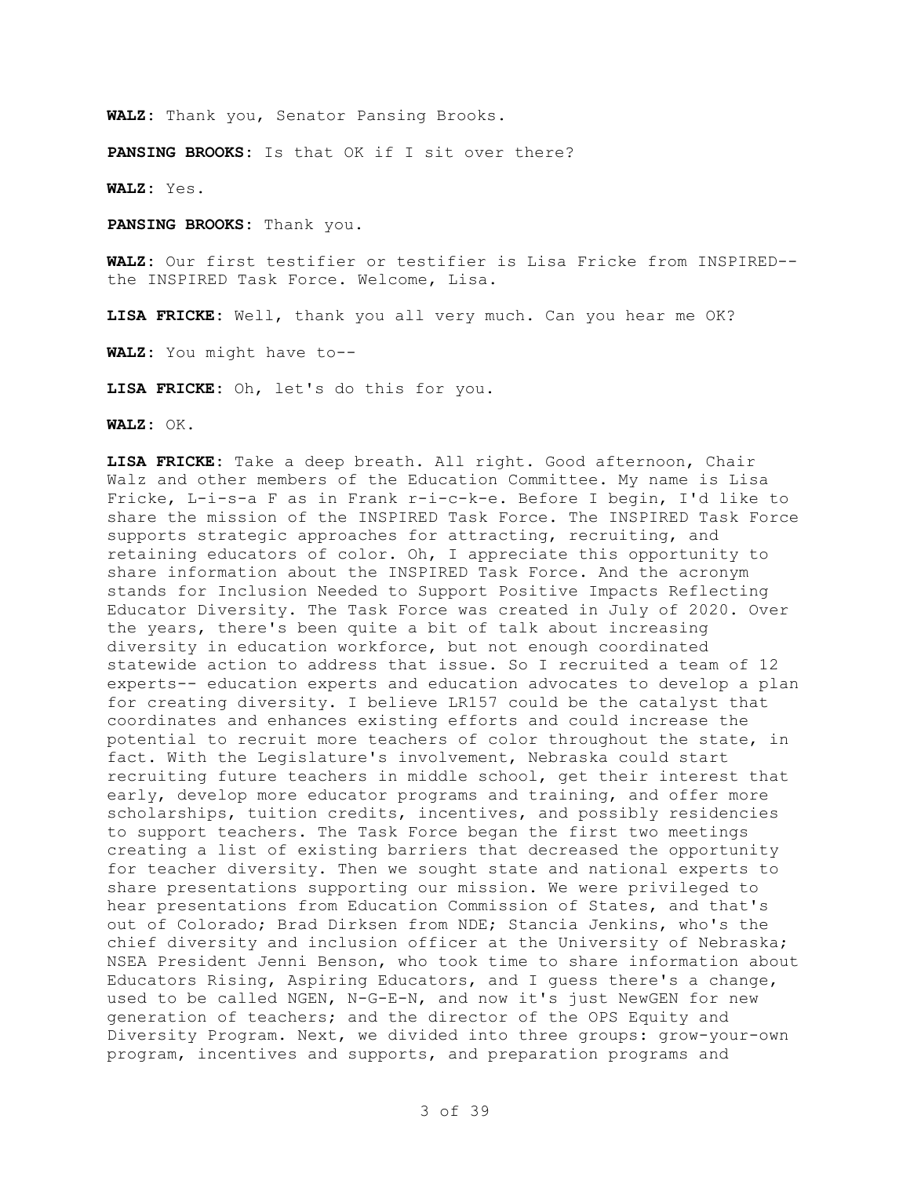**WALZ:** Thank you, Senator Pansing Brooks.

**PANSING BROOKS:** Is that OK if I sit over there?

**WALZ:** Yes.

**PANSING BROOKS:** Thank you.

**WALZ:** Our first testifier or testifier is Lisa Fricke from INSPIRED-- the INSPIRED Task Force. Welcome, Lisa.

**LISA FRICKE:** Well, thank you all very much. Can you hear me OK?

**WALZ:** You might have to--

**LISA FRICKE:** Oh, let's do this for you.

**WALZ:** OK.

**LISA FRICKE:** Take a deep breath. All right. Good afternoon, Chair Walz and other members of the Education Committee. My name is Lisa Fricke, L-i-s-a F as in Frank r-i-c-k-e. Before I begin, I'd like to share the mission of the INSPIRED Task Force. The INSPIRED Task Force supports strategic approaches for attracting, recruiting, and retaining educators of color. Oh, I appreciate this opportunity to share information about the INSPIRED Task Force. And the acronym stands for Inclusion Needed to Support Positive Impacts Reflecting Educator Diversity. The Task Force was created in July of 2020. Over the years, there's been quite a bit of talk about increasing diversity in education workforce, but not enough coordinated statewide action to address that issue. So I recruited a team of 12 experts-- education experts and education advocates to develop a plan for creating diversity. I believe LR157 could be the catalyst that coordinates and enhances existing efforts and could increase the potential to recruit more teachers of color throughout the state, in fact. With the Legislature's involvement, Nebraska could start recruiting future teachers in middle school, get their interest that early, develop more educator programs and training, and offer more scholarships, tuition credits, incentives, and possibly residencies to support teachers. The Task Force began the first two meetings creating a list of existing barriers that decreased the opportunity for teacher diversity. Then we sought state and national experts to share presentations supporting our mission. We were privileged to hear presentations from Education Commission of States, and that's out of Colorado; Brad Dirksen from NDE; Stancia Jenkins, who's the chief diversity and inclusion officer at the University of Nebraska; NSEA President Jenni Benson, who took time to share information about Educators Rising, Aspiring Educators, and I guess there's a change, used to be called NGEN, N-G-E-N, and now it's just NewGEN for new generation of teachers; and the director of the OPS Equity and Diversity Program. Next, we divided into three groups: grow-your-own program, incentives and supports, and preparation programs and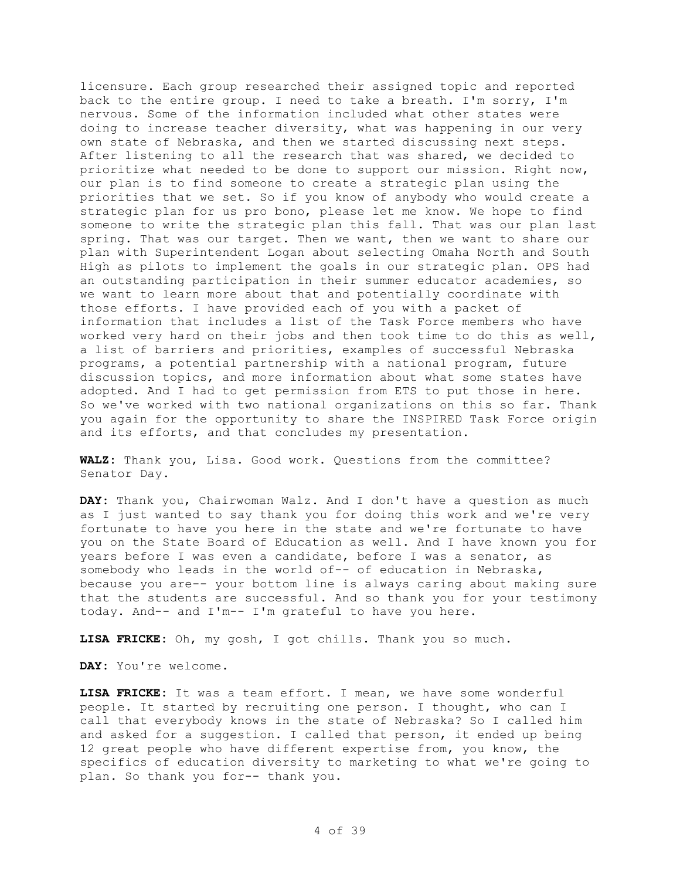licensure. Each group researched their assigned topic and reported back to the entire group. I need to take a breath. I'm sorry, I'm nervous. Some of the information included what other states were doing to increase teacher diversity, what was happening in our very own state of Nebraska, and then we started discussing next steps. After listening to all the research that was shared, we decided to prioritize what needed to be done to support our mission. Right now, our plan is to find someone to create a strategic plan using the priorities that we set. So if you know of anybody who would create a strategic plan for us pro bono, please let me know. We hope to find someone to write the strategic plan this fall. That was our plan last spring. That was our target. Then we want, then we want to share our plan with Superintendent Logan about selecting Omaha North and South High as pilots to implement the goals in our strategic plan. OPS had an outstanding participation in their summer educator academies, so we want to learn more about that and potentially coordinate with those efforts. I have provided each of you with a packet of information that includes a list of the Task Force members who have worked very hard on their jobs and then took time to do this as well, a list of barriers and priorities, examples of successful Nebraska programs, a potential partnership with a national program, future discussion topics, and more information about what some states have adopted. And I had to get permission from ETS to put those in here. So we've worked with two national organizations on this so far. Thank you again for the opportunity to share the INSPIRED Task Force origin and its efforts, and that concludes my presentation.

**WALZ:** Thank you, Lisa. Good work. Questions from the committee? Senator Day.

**DAY:** Thank you, Chairwoman Walz. And I don't have a question as much as I just wanted to say thank you for doing this work and we're very fortunate to have you here in the state and we're fortunate to have you on the State Board of Education as well. And I have known you for years before I was even a candidate, before I was a senator, as somebody who leads in the world of-- of education in Nebraska, because you are-- your bottom line is always caring about making sure that the students are successful. And so thank you for your testimony today. And-- and I'm-- I'm grateful to have you here.

**LISA FRICKE:** Oh, my gosh, I got chills. Thank you so much.

**DAY:** You're welcome.

**LISA FRICKE:** It was a team effort. I mean, we have some wonderful people. It started by recruiting one person. I thought, who can I call that everybody knows in the state of Nebraska? So I called him and asked for a suggestion. I called that person, it ended up being 12 great people who have different expertise from, you know, the specifics of education diversity to marketing to what we're going to plan. So thank you for-- thank you.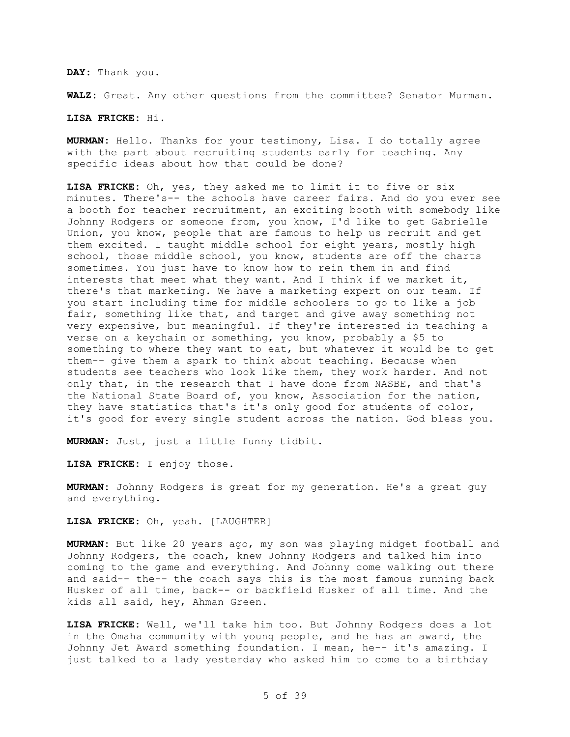**DAY:** Thank you.

**WALZ:** Great. Any other questions from the committee? Senator Murman.

**LISA FRICKE:** Hi.

**MURMAN:** Hello. Thanks for your testimony, Lisa. I do totally agree with the part about recruiting students early for teaching. Any specific ideas about how that could be done?

**LISA FRICKE:** Oh, yes, they asked me to limit it to five or six minutes. There's-- the schools have career fairs. And do you ever see a booth for teacher recruitment, an exciting booth with somebody like Johnny Rodgers or someone from, you know, I'd like to get Gabrielle Union, you know, people that are famous to help us recruit and get them excited. I taught middle school for eight years, mostly high school, those middle school, you know, students are off the charts sometimes. You just have to know how to rein them in and find interests that meet what they want. And I think if we market it, there's that marketing. We have a marketing expert on our team. If you start including time for middle schoolers to go to like a job fair, something like that, and target and give away something not very expensive, but meaningful. If they're interested in teaching a verse on a keychain or something, you know, probably a $5 to something to where they want to eat, but whatever it would be to get them-- give them a spark to think about teaching. Because when students see teachers who look like them, they work harder. And not only that, in the research that I have done from NASBE, and that's the National State Board of, you know, Association for the nation, they have statistics that's it's only good for students of color, it's good for every single student across the nation. God bless you.

**MURMAN:** Just, just a little funny tidbit.

**LISA FRICKE:** I enjoy those.

**MURMAN:** Johnny Rodgers is great for my generation. He's a great guy and everything.

**LISA FRICKE:** Oh, yeah. [LAUGHTER]

**MURMAN:** But like 20 years ago, my son was playing midget football and Johnny Rodgers, the coach, knew Johnny Rodgers and talked him into coming to the game and everything. And Johnny come walking out there and said-- the-- the coach says this is the most famous running back Husker of all time, back-- or backfield Husker of all time. And the kids all said, hey, Ahman Green.

**LISA FRICKE:** Well, we'll take him too. But Johnny Rodgers does a lot in the Omaha community with young people, and he has an award, the Johnny Jet Award something foundation. I mean, he-- it's amazing. I just talked to a lady yesterday who asked him to come to a birthday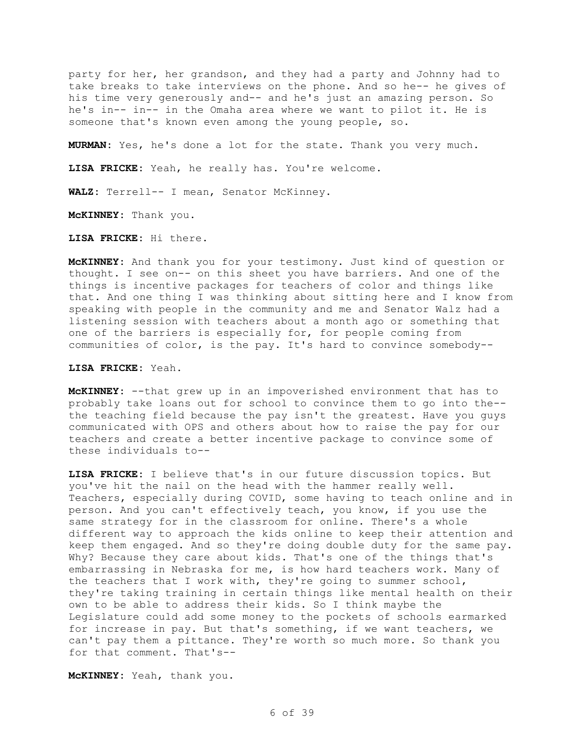party for her, her grandson, and they had a party and Johnny had to take breaks to take interviews on the phone. And so he-- he gives of his time very generously and-- and he's just an amazing person. So he's in-- in-- in the Omaha area where we want to pilot it. He is someone that's known even among the young people, so.

**MURMAN:** Yes, he's done a lot for the state. Thank you very much.

**LISA FRICKE:** Yeah, he really has. You're welcome.

**WALZ:** Terrell-- I mean, Senator McKinney.

**McKINNEY:** Thank you.

**LISA FRICKE:** Hi there.

**McKINNEY:** And thank you for your testimony. Just kind of question or thought. I see on-- on this sheet you have barriers. And one of the things is incentive packages for teachers of color and things like that. And one thing I was thinking about sitting here and I know from speaking with people in the community and me and Senator Walz had a listening session with teachers about a month ago or something that one of the barriers is especially for, for people coming from communities of color, is the pay. It's hard to convince somebody--

**LISA FRICKE:** Yeah.

**McKINNEY:** --that grew up in an impoverished environment that has to probably take loans out for school to convince them to go into the-- the teaching field because the pay isn't the greatest. Have you guys communicated with OPS and others about how to raise the pay for our teachers and create a better incentive package to convince some of these individuals to--

**LISA FRICKE:** I believe that's in our future discussion topics. But you've hit the nail on the head with the hammer really well. Teachers, especially during COVID, some having to teach online and in person. And you can't effectively teach, you know, if you use the same strategy for in the classroom for online. There's a whole different way to approach the kids online to keep their attention and keep them engaged. And so they're doing double duty for the same pay. Why? Because they care about kids. That's one of the things that's embarrassing in Nebraska for me, is how hard teachers work. Many of the teachers that I work with, they're going to summer school, they're taking training in certain things like mental health on their own to be able to address their kids. So I think maybe the Legislature could add some money to the pockets of schools earmarked for increase in pay. But that's something, if we want teachers, we can't pay them a pittance. They're worth so much more. So thank you for that comment. That's--

**McKINNEY:** Yeah, thank you.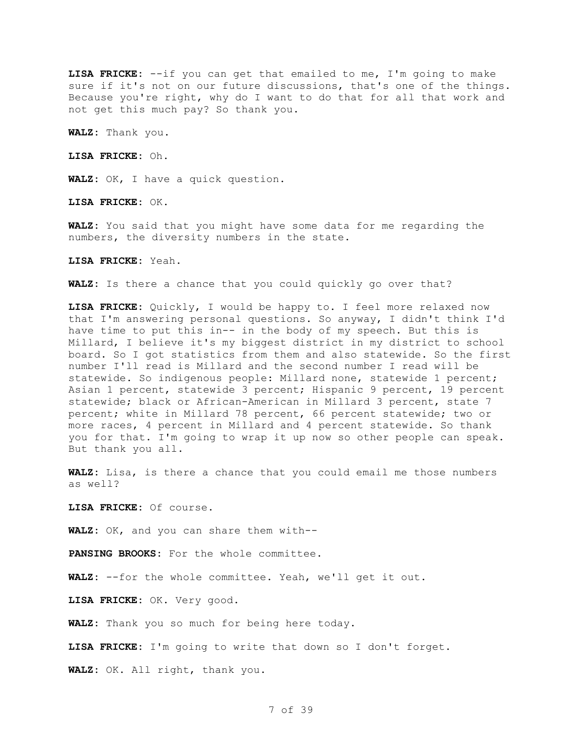**LISA FRICKE**: --if you can get that emailed to me, I'm going to make sure if it's not on our future discussions, that's one of the things. Because you're right, why do I want to do that for all that work and not get this much pay? So thank you.

**WALZ**: Thank you.

**LISA FRICKE**: Oh.

**WALZ**: OK, I have a quick question.

**LISA FRICKE**: OK.

**WALZ**: You said that you might have some data for me regarding the numbers, the diversity numbers in the state.

**LISA FRICKE**: Yeah.

**WALZ**: Is there a chance that you could quickly go over that?

**LISA FRICKE**: Quickly, I would be happy to. I feel more relaxed now that I'm answering personal questions. So anyway, I didn't think I'd have time to put this in-- in the body of my speech. But this is Millard, I believe it's my biggest district in my district to school board. So I got statistics from them and also statewide. So the first number I'll read is Millard and the second number I read will be statewide. So indigenous people: Millard none, statewide 1 percent; Asian 1 percent, statewide 3 percent; Hispanic 9 percent, 19 percent statewide; black or African-American in Millard 3 percent, state 7 percent; white in Millard 78 percent, 66 percent statewide; two or more races, 4 percent in Millard and 4 percent statewide. So thank you for that. I'm going to wrap it up now so other people can speak. But thank you all.

**WALZ**: Lisa, is there a chance that you could email me those numbers as well?

**LISA FRICKE**: Of course.

**WALZ**: OK, and you can share them with--

**PANSING BROOKS**: For the whole committee.

**WALZ**: --for the whole committee. Yeah, we'll get it out.

**LISA FRICKE**: OK. Very good.

**WALZ**: Thank you so much for being here today.

**LISA FRICKE**: I'm going to write that down so I don't forget.

**WALZ**: OK. All right, thank you.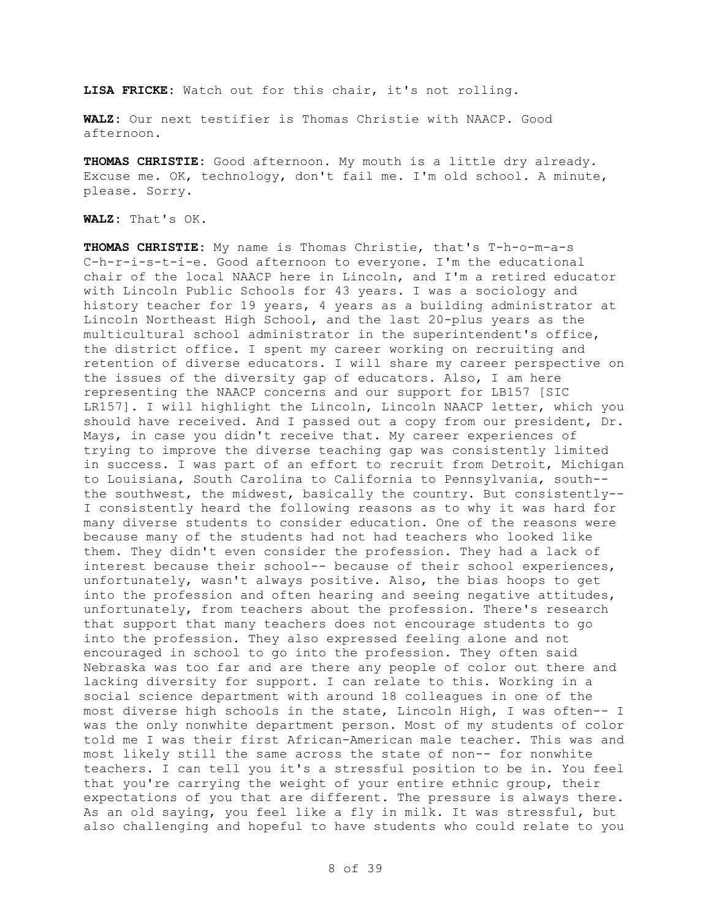**LISA FRICKE**: Watch out for this chair, it's not rolling.

**WALZ**: Our next testifier is Thomas Christie with NAACP. Good afternoon.

**THOMAS CHRISTIE**: Good afternoon. My mouth is a little dry already. Excuse me. OK, technology, don't fail me. I'm old school. A minute, please. Sorry.

**WALZ**: That's OK.

**THOMAS CHRISTIE**: My name is Thomas Christie, that's T-h-o-m-a-s C-h-r-i-s-t-i-e. Good afternoon to everyone. I'm the educational chair of the local NAACP here in Lincoln, and I'm a retired educator with Lincoln Public Schools for 43 years. I was a sociology and history teacher for 19 years, 4 years as a building administrator at Lincoln Northeast High School, and the last 20-plus years as the multicultural school administrator in the superintendent's office, the district office. I spent my career working on recruiting and retention of diverse educators. I will share my career perspective on the issues of the diversity gap of educators. Also, I am here representing the NAACP concerns and our support for LB157 [SIC LR157]. I will highlight the Lincoln, Lincoln NAACP letter, which you should have received. And I passed out a copy from our president, Dr. Mays, in case you didn't receive that. My career experiences of trying to improve the diverse teaching gap was consistently limited in success. I was part of an effort to recruit from Detroit, Michigan to Louisiana, South Carolina to California to Pennsylvania, south-- the southwest, the midwest, basically the country. But consistently-- I consistently heard the following reasons as to why it was hard for many diverse students to consider education. One of the reasons were because many of the students had not had teachers who looked like them. They didn't even consider the profession. They had a lack of interest because their school-- because of their school experiences, unfortunately, wasn't always positive. Also, the bias hoops to get into the profession and often hearing and seeing negative attitudes, unfortunately, from teachers about the profession. There's research that support that many teachers does not encourage students to go into the profession. They also expressed feeling alone and not encouraged in school to go into the profession. They often said Nebraska was too far and are there any people of color out there and lacking diversity for support. I can relate to this. Working in a social science department with around 18 colleagues in one of the most diverse high schools in the state, Lincoln High, I was often-- I was the only nonwhite department person. Most of my students of color told me I was their first African-American male teacher. This was and most likely still the same across the state of non-- for nonwhite teachers. I can tell you it's a stressful position to be in. You feel that you're carrying the weight of your entire ethnic group, their expectations of you that are different. The pressure is always there. As an old saying, you feel like a fly in milk. It was stressful, but also challenging and hopeful to have students who could relate to you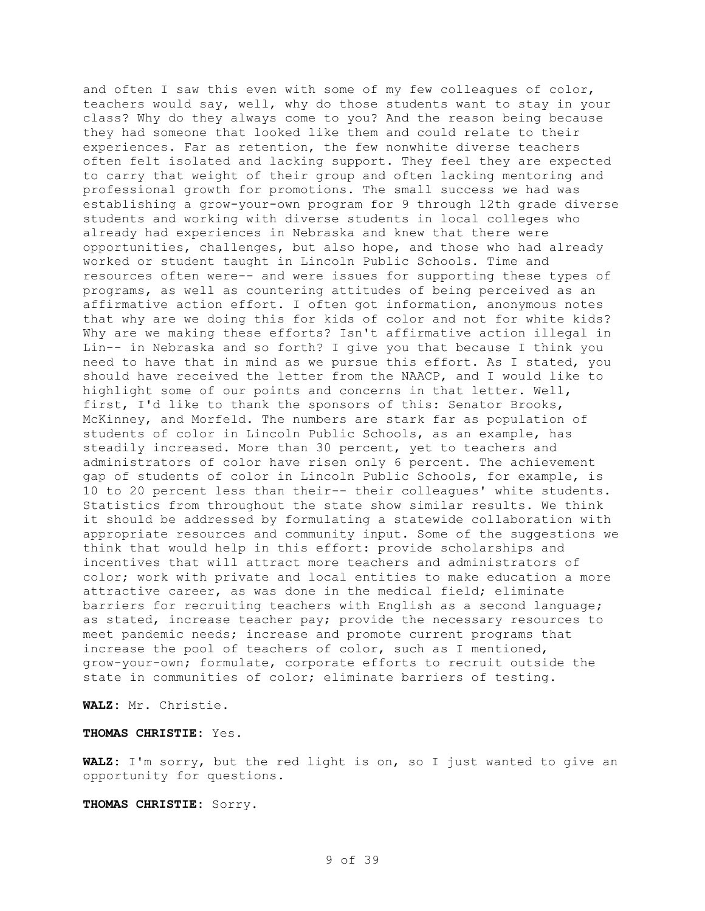and often I saw this even with some of my few colleagues of color, teachers would say, well, why do those students want to stay in your class? Why do they always come to you? And the reason being because they had someone that looked like them and could relate to their experiences. Far as retention, the few nonwhite diverse teachers often felt isolated and lacking support. They feel they are expected to carry that weight of their group and often lacking mentoring and professional growth for promotions. The small success we had was establishing a grow-your-own program for 9 through 12th grade diverse students and working with diverse students in local colleges who already had experiences in Nebraska and knew that there were opportunities, challenges, but also hope, and those who had already worked or student taught in Lincoln Public Schools. Time and resources often were-- and were issues for supporting these types of programs, as well as countering attitudes of being perceived as an affirmative action effort. I often got information, anonymous notes that why are we doing this for kids of color and not for white kids? Why are we making these efforts? Isn't affirmative action illegal in Lin-- in Nebraska and so forth? I give you that because I think you need to have that in mind as we pursue this effort. As I stated, you should have received the letter from the NAACP, and I would like to highlight some of our points and concerns in that letter. Well, first, I'd like to thank the sponsors of this: Senator Brooks, McKinney, and Morfeld. The numbers are stark far as population of students of color in Lincoln Public Schools, as an example, has steadily increased. More than 30 percent, yet to teachers and administrators of color have risen only 6 percent. The achievement gap of students of color in Lincoln Public Schools, for example, is 10 to 20 percent less than their-- their colleagues' white students. Statistics from throughout the state show similar results. We think it should be addressed by formulating a statewide collaboration with appropriate resources and community input. Some of the suggestions we think that would help in this effort: provide scholarships and incentives that will attract more teachers and administrators of color; work with private and local entities to make education a more attractive career, as was done in the medical field; eliminate barriers for recruiting teachers with English as a second language; as stated, increase teacher pay; provide the necessary resources to meet pandemic needs; increase and promote current programs that increase the pool of teachers of color, such as I mentioned, grow-your-own; formulate, corporate efforts to recruit outside the state in communities of color; eliminate barriers of testing.

**WALZ:** Mr. Christie.

**THOMAS CHRISTIE:** Yes.

**WALZ:** I'm sorry, but the red light is on, so I just wanted to give an opportunity for questions.

**THOMAS CHRISTIE:** Sorry.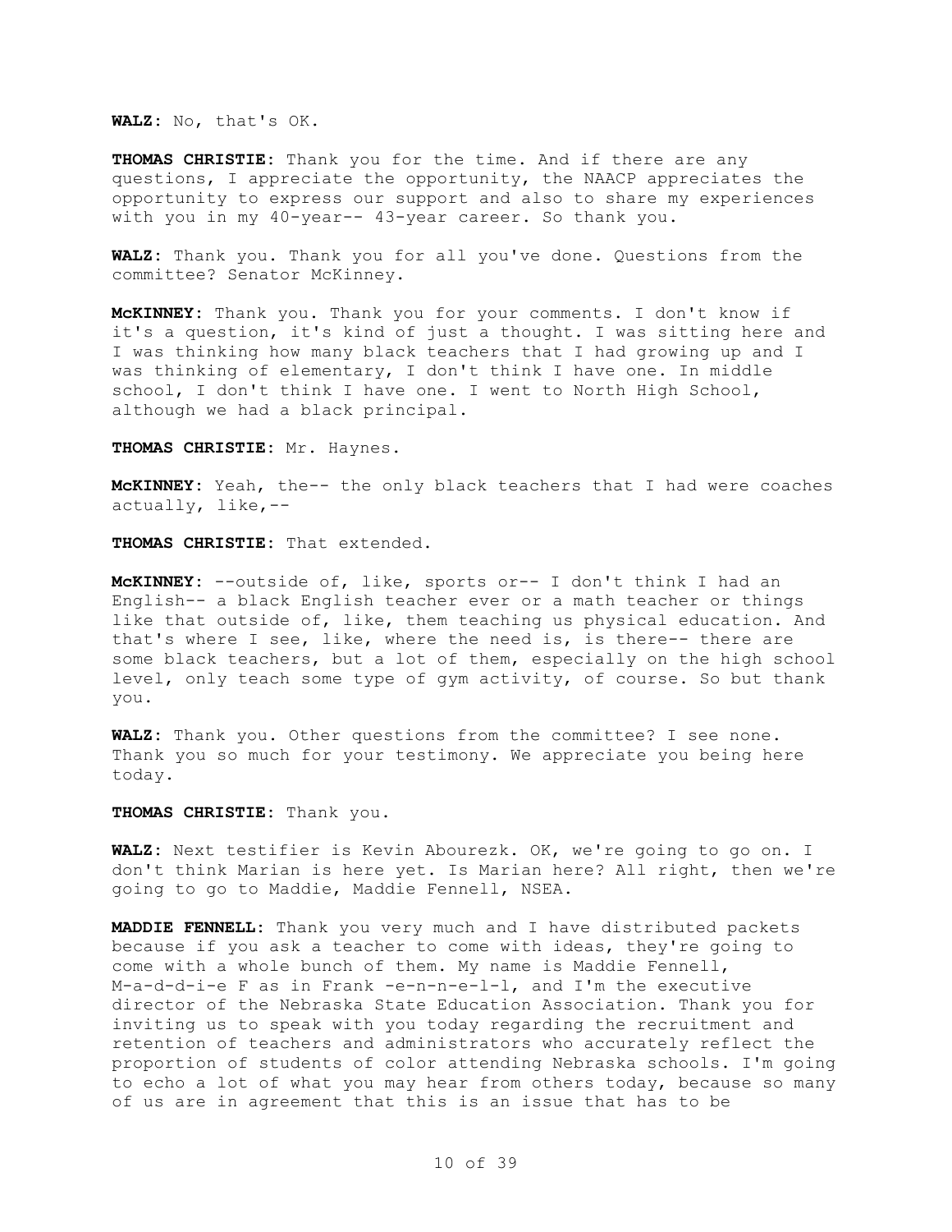**WALZ:** No, that's OK.

**THOMAS CHRISTIE:** Thank you for the time. And if there are any questions, I appreciate the opportunity, the NAACP appreciates the opportunity to express our support and also to share my experiences with you in my 40-year-- 43-year career. So thank you.

**WALZ:** Thank you. Thank you for all you've done. Questions from the committee? Senator McKinney.

**McKINNEY:** Thank you. Thank you for your comments. I don't know if it's a question, it's kind of just a thought. I was sitting here and I was thinking how many black teachers that I had growing up and I was thinking of elementary, I don't think I have one. In middle school, I don't think I have one. I went to North High School, although we had a black principal.

**THOMAS CHRISTIE:** Mr. Haynes.

**McKINNEY:** Yeah, the-- the only black teachers that I had were coaches actually, like,--

**THOMAS CHRISTIE:** That extended.

**McKINNEY:** --outside of, like, sports or-- I don't think I had an English-- a black English teacher ever or a math teacher or things like that outside of, like, them teaching us physical education. And that's where I see, like, where the need is, is there-- there are some black teachers, but a lot of them, especially on the high school level, only teach some type of gym activity, of course. So but thank you.

**WALZ:** Thank you. Other questions from the committee? I see none. Thank you so much for your testimony. We appreciate you being here today.

**THOMAS CHRISTIE:** Thank you.

**WALZ:** Next testifier is Kevin Abourezk. OK, we're going to go on. I don't think Marian is here yet. Is Marian here? All right, then we're going to go to Maddie, Maddie Fennell, NSEA.

**MADDIE FENNELL:** Thank you very much and I have distributed packets because if you ask a teacher to come with ideas, they're going to come with a whole bunch of them. My name is Maddie Fennell, M-a-d-d-i-e F as in Frank -e-n-n-e-l-l, and I'm the executive director of the Nebraska State Education Association. Thank you for inviting us to speak with you today regarding the recruitment and retention of teachers and administrators who accurately reflect the proportion of students of color attending Nebraska schools. I'm going to echo a lot of what you may hear from others today, because so many of us are in agreement that this is an issue that has to be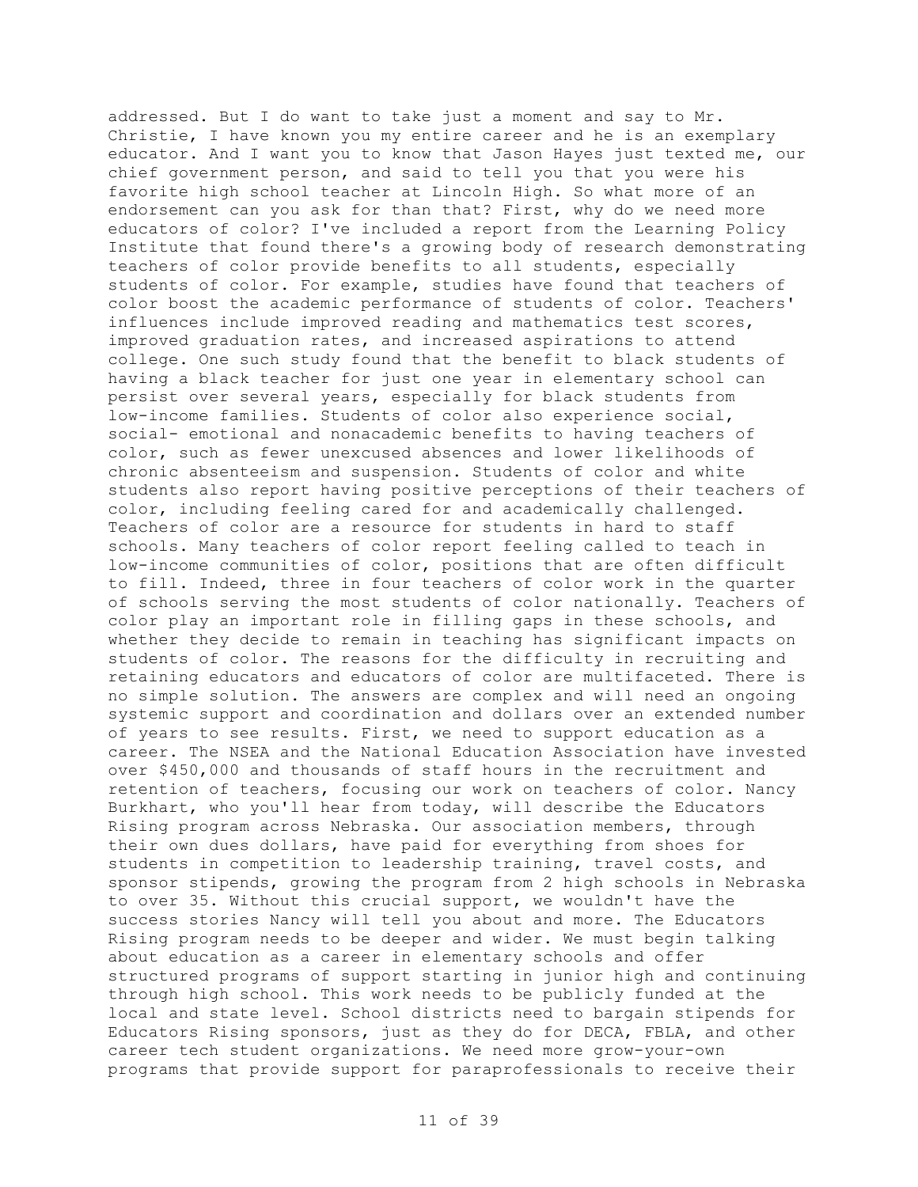addressed. But I do want to take just a moment and say to Mr. Christie, I have known you my entire career and he is an exemplary educator. And I want you to know that Jason Hayes just texted me, our chief government person, and said to tell you that you were his favorite high school teacher at Lincoln High. So what more of an endorsement can you ask for than that? First, why do we need more educators of color? I've included a report from the Learning Policy Institute that found there's a growing body of research demonstrating teachers of color provide benefits to all students, especially students of color. For example, studies have found that teachers of color boost the academic performance of students of color. Teachers' influences include improved reading and mathematics test scores, improved graduation rates, and increased aspirations to attend college. One such study found that the benefit to black students of having a black teacher for just one year in elementary school can persist over several years, especially for black students from low-income families. Students of color also experience social, social- emotional and nonacademic benefits to having teachers of color, such as fewer unexcused absences and lower likelihoods of chronic absenteeism and suspension. Students of color and white students also report having positive perceptions of their teachers of color, including feeling cared for and academically challenged. Teachers of color are a resource for students in hard to staff schools. Many teachers of color report feeling called to teach in low-income communities of color, positions that are often difficult to fill. Indeed, three in four teachers of color work in the quarter of schools serving the most students of color nationally. Teachers of color play an important role in filling gaps in these schools, and whether they decide to remain in teaching has significant impacts on students of color. The reasons for the difficulty in recruiting and retaining educators and educators of color are multifaceted. There is no simple solution. The answers are complex and will need an ongoing systemic support and coordination and dollars over an extended number of years to see results. First, we need to support education as a career. The NSEA and the National Education Association have invested over $450,000 and thousands of staff hours in the recruitment and retention of teachers, focusing our work on teachers of color. Nancy Burkhart, who you'll hear from today, will describe the Educators Rising program across Nebraska. Our association members, through their own dues dollars, have paid for everything from shoes for students in competition to leadership training, travel costs, and sponsor stipends, growing the program from 2 high schools in Nebraska to over 35. Without this crucial support, we wouldn't have the success stories Nancy will tell you about and more. The Educators Rising program needs to be deeper and wider. We must begin talking about education as a career in elementary schools and offer structured programs of support starting in junior high and continuing through high school. This work needs to be publicly funded at the local and state level. School districts need to bargain stipends for Educators Rising sponsors, just as they do for DECA, FBLA, and other career tech student organizations. We need more grow-your-own programs that provide support for paraprofessionals to receive their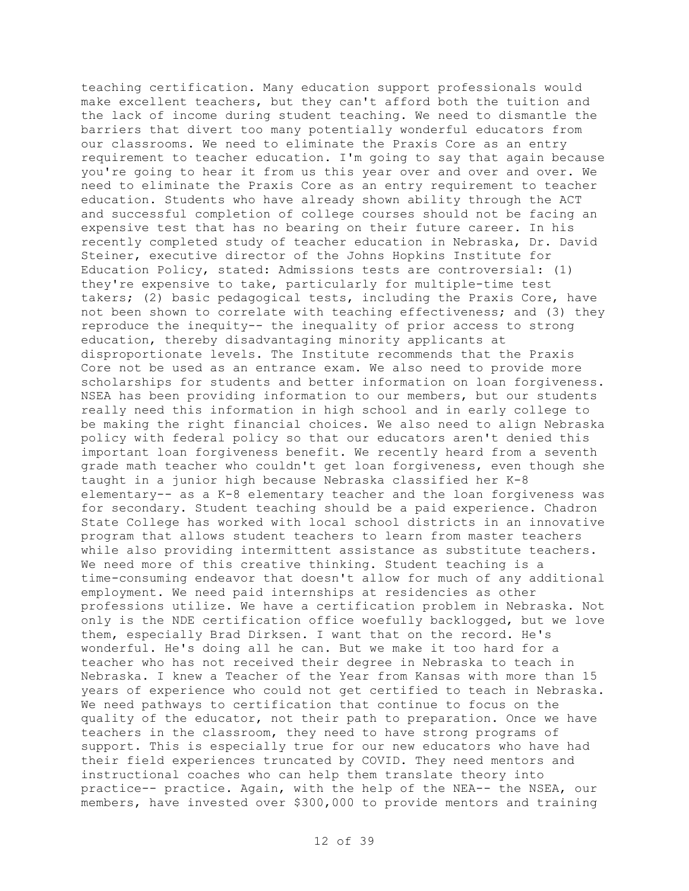teaching certification. Many education support professionals would make excellent teachers, but they can't afford both the tuition and the lack of income during student teaching. We need to dismantle the barriers that divert too many potentially wonderful educators from our classrooms. We need to eliminate the Praxis Core as an entry requirement to teacher education. I'm going to say that again because you're going to hear it from us this year over and over and over. We need to eliminate the Praxis Core as an entry requirement to teacher education. Students who have already shown ability through the ACT and successful completion of college courses should not be facing an expensive test that has no bearing on their future career. In his recently completed study of teacher education in Nebraska, Dr. David Steiner, executive director of the Johns Hopkins Institute for Education Policy, stated: Admissions tests are controversial: (1) they're expensive to take, particularly for multiple-time test takers; (2) basic pedagogical tests, including the Praxis Core, have not been shown to correlate with teaching effectiveness; and (3) they reproduce the inequity-- the inequality of prior access to strong education, thereby disadvantaging minority applicants at disproportionate levels. The Institute recommends that the Praxis Core not be used as an entrance exam. We also need to provide more scholarships for students and better information on loan forgiveness. NSEA has been providing information to our members, but our students really need this information in high school and in early college to be making the right financial choices. We also need to align Nebraska policy with federal policy so that our educators aren't denied this important loan forgiveness benefit. We recently heard from a seventh grade math teacher who couldn't get loan forgiveness, even though she taught in a junior high because Nebraska classified her K-8 elementary-- as a K-8 elementary teacher and the loan forgiveness was for secondary. Student teaching should be a paid experience. Chadron State College has worked with local school districts in an innovative program that allows student teachers to learn from master teachers while also providing intermittent assistance as substitute teachers. We need more of this creative thinking. Student teaching is a time-consuming endeavor that doesn't allow for much of any additional employment. We need paid internships at residencies as other professions utilize. We have a certification problem in Nebraska. Not only is the NDE certification office woefully backlogged, but we love them, especially Brad Dirksen. I want that on the record. He's wonderful. He's doing all he can. But we make it too hard for a teacher who has not received their degree in Nebraska to teach in Nebraska. I knew a Teacher of the Year from Kansas with more than 15 years of experience who could not get certified to teach in Nebraska. We need pathways to certification that continue to focus on the quality of the educator, not their path to preparation. Once we have teachers in the classroom, they need to have strong programs of support. This is especially true for our new educators who have had their field experiences truncated by COVID. They need mentors and instructional coaches who can help them translate theory into practice-- practice. Again, with the help of the NEA-- the NSEA, our members, have invested over $300,000 to provide mentors and training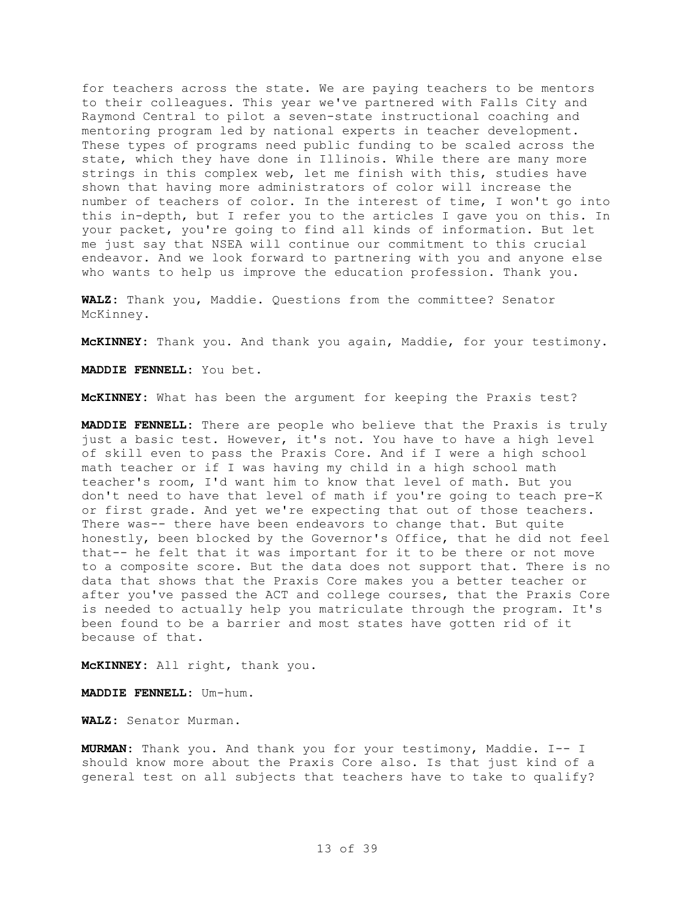for teachers across the state. We are paying teachers to be mentors to their colleagues. This year we've partnered with Falls City and Raymond Central to pilot a seven-state instructional coaching and mentoring program led by national experts in teacher development. These types of programs need public funding to be scaled across the state, which they have done in Illinois. While there are many more strings in this complex web, let me finish with this, studies have shown that having more administrators of color will increase the number of teachers of color. In the interest of time, I won't go into this in-depth, but I refer you to the articles I gave you on this. In your packet, you're going to find all kinds of information. But let me just say that NSEA will continue our commitment to this crucial endeavor. And we look forward to partnering with you and anyone else who wants to help us improve the education profession. Thank you.

**WALZ**: Thank you, Maddie. Questions from the committee? Senator McKinney.

**McKINNEY**: Thank you. And thank you again, Maddie, for your testimony.

**MADDIE FENNELL**: You bet.

**McKINNEY**: What has been the argument for keeping the Praxis test?

**MADDIE FENNELL**: There are people who believe that the Praxis is truly just a basic test. However, it's not. You have to have a high level of skill even to pass the Praxis Core. And if I were a high school math teacher or if I was having my child in a high school math teacher's room, I'd want him to know that level of math. But you don't need to have that level of math if you're going to teach pre-K or first grade. And yet we're expecting that out of those teachers. There was-- there have been endeavors to change that. But quite honestly, been blocked by the Governor's Office, that he did not feel that-- he felt that it was important for it to be there or not move to a composite score. But the data does not support that. There is no data that shows that the Praxis Core makes you a better teacher or after you've passed the ACT and college courses, that the Praxis Core is needed to actually help you matriculate through the program. It's been found to be a barrier and most states have gotten rid of it because of that.

**McKINNEY**: All right, thank you.

**MADDIE FENNELL**: Um-hum.

**WALZ**: Senator Murman.

**MURMAN**: Thank you. And thank you for your testimony, Maddie. I-- I should know more about the Praxis Core also. Is that just kind of a general test on all subjects that teachers have to take to qualify?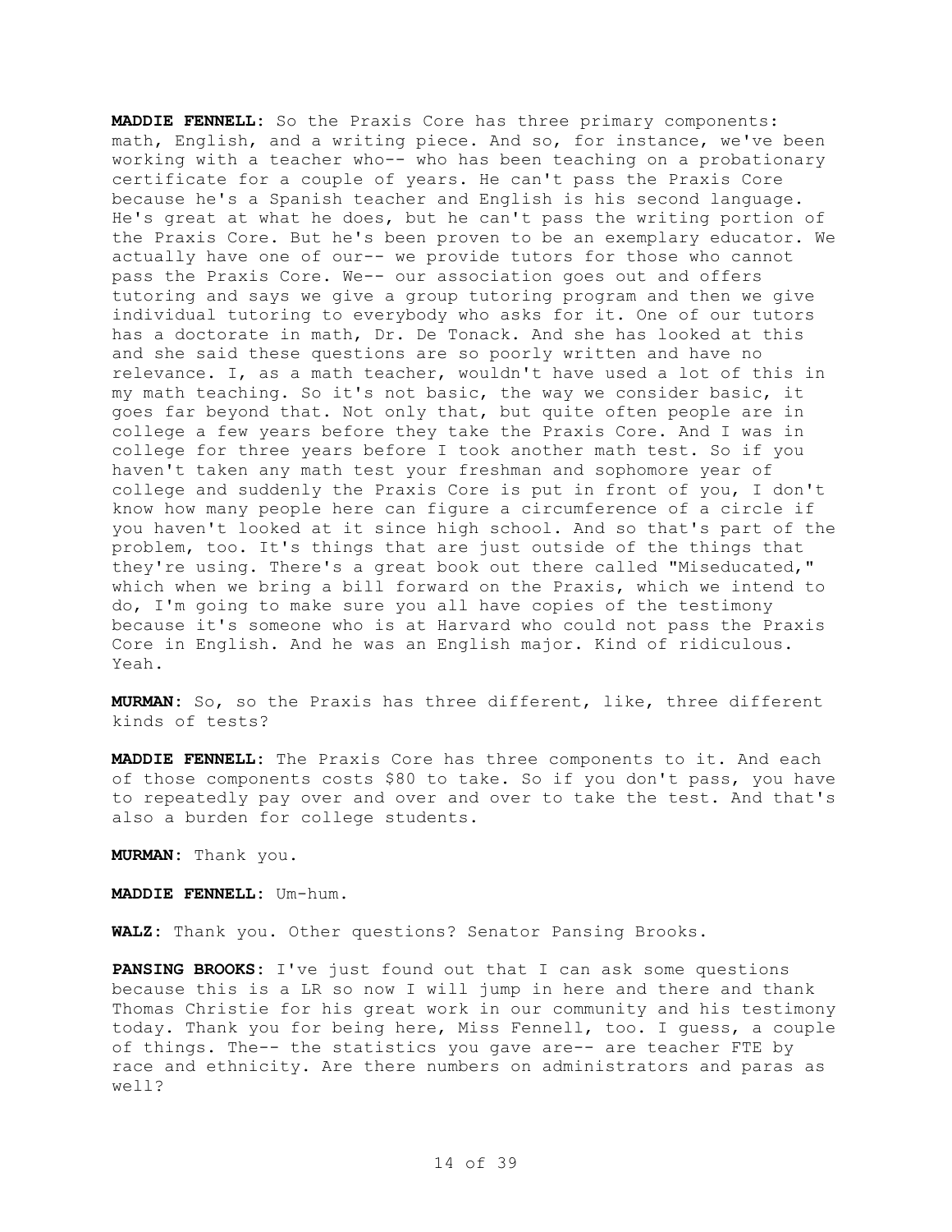**MADDIE FENNELL:** So the Praxis Core has three primary components: math, English, and a writing piece. And so, for instance, we've been working with a teacher who-- who has been teaching on a probationary certificate for a couple of years. He can't pass the Praxis Core because he's a Spanish teacher and English is his second language. He's great at what he does, but he can't pass the writing portion of the Praxis Core. But he's been proven to be an exemplary educator. We actually have one of our-- we provide tutors for those who cannot pass the Praxis Core. We-- our association goes out and offers tutoring and says we give a group tutoring program and then we give individual tutoring to everybody who asks for it. One of our tutors has a doctorate in math, Dr. De Tonack. And she has looked at this and she said these questions are so poorly written and have no relevance. I, as a math teacher, wouldn't have used a lot of this in my math teaching. So it's not basic, the way we consider basic, it goes far beyond that. Not only that, but quite often people are in college a few years before they take the Praxis Core. And I was in college for three years before I took another math test. So if you haven't taken any math test your freshman and sophomore year of college and suddenly the Praxis Core is put in front of you, I don't know how many people here can figure a circumference of a circle if you haven't looked at it since high school. And so that's part of the problem, too. It's things that are just outside of the things that they're using. There's a great book out there called "Miseducated," which when we bring a bill forward on the Praxis, which we intend to do, I'm going to make sure you all have copies of the testimony because it's someone who is at Harvard who could not pass the Praxis Core in English. And he was an English major. Kind of ridiculous. Yeah.

**MURMAN:** So, so the Praxis has three different, like, three different kinds of tests?

**MADDIE FENNELL:** The Praxis Core has three components to it. And each of those components costs $80 to take. So if you don't pass, you have to repeatedly pay over and over and over to take the test. And that's also a burden for college students.

**MURMAN:** Thank you.

**MADDIE FENNELL:** Um-hum.

**WALZ:** Thank you. Other questions? Senator Pansing Brooks.

**PANSING BROOKS:** I've just found out that I can ask some questions because this is a LR so now I will jump in here and there and thank Thomas Christie for his great work in our community and his testimony today. Thank you for being here, Miss Fennell, too. I guess, a couple of things. The-- the statistics you gave are-- are teacher FTE by race and ethnicity. Are there numbers on administrators and paras as well?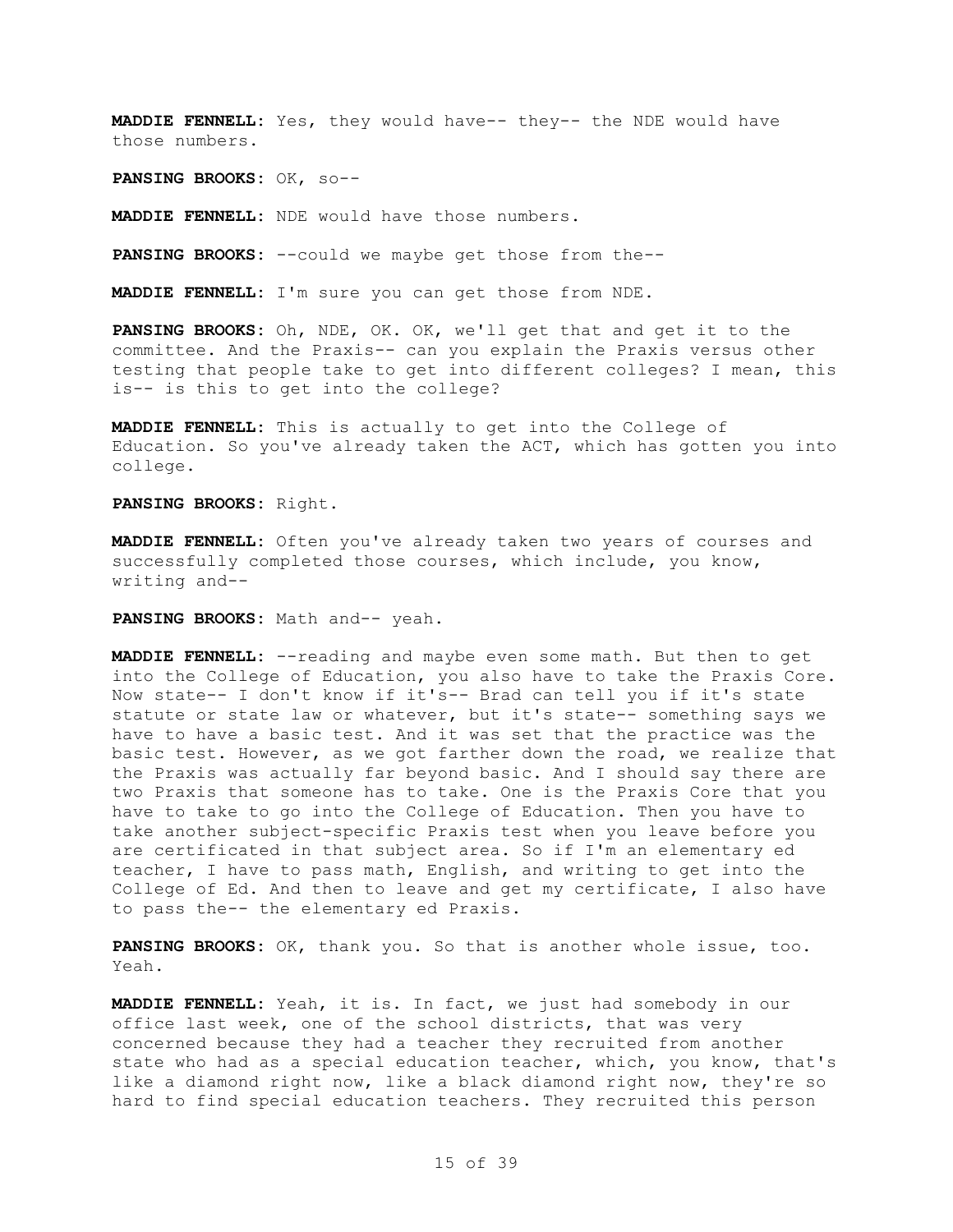**MADDIE FENNELL:** Yes, they would have-- they-- the NDE would have those numbers.

**PANSING BROOKS:** OK, so--

**MADDIE FENNELL:** NDE would have those numbers.

**PANSING BROOKS:** --could we maybe get those from the--

**MADDIE FENNELL:** I'm sure you can get those from NDE.

**PANSING BROOKS:** Oh, NDE, OK. OK, we'll get that and get it to the committee. And the Praxis-- can you explain the Praxis versus other testing that people take to get into different colleges? I mean, this is-- is this to get into the college?

**MADDIE FENNELL:** This is actually to get into the College of Education. So you've already taken the ACT, which has gotten you into college.

**PANSING BROOKS:** Right.

**MADDIE FENNELL:** Often you've already taken two years of courses and successfully completed those courses, which include, you know, writing and--

**PANSING BROOKS:** Math and-- yeah.

**MADDIE FENNELL:** --reading and maybe even some math. But then to get into the College of Education, you also have to take the Praxis Core. Now state-- I don't know if it's-- Brad can tell you if it's state statute or state law or whatever, but it's state-- something says we have to have a basic test. And it was set that the practice was the basic test. However, as we got farther down the road, we realize that the Praxis was actually far beyond basic. And I should say there are two Praxis that someone has to take. One is the Praxis Core that you have to take to go into the College of Education. Then you have to take another subject-specific Praxis test when you leave before you are certificated in that subject area. So if I'm an elementary ed teacher, I have to pass math, English, and writing to get into the College of Ed. And then to leave and get my certificate, I also have to pass the-- the elementary ed Praxis.

**PANSING BROOKS:** OK, thank you. So that is another whole issue, too. Yeah.

**MADDIE FENNELL:** Yeah, it is. In fact, we just had somebody in our office last week, one of the school districts, that was very concerned because they had a teacher they recruited from another state who had as a special education teacher, which, you know, that's like a diamond right now, like a black diamond right now, they're so hard to find special education teachers. They recruited this person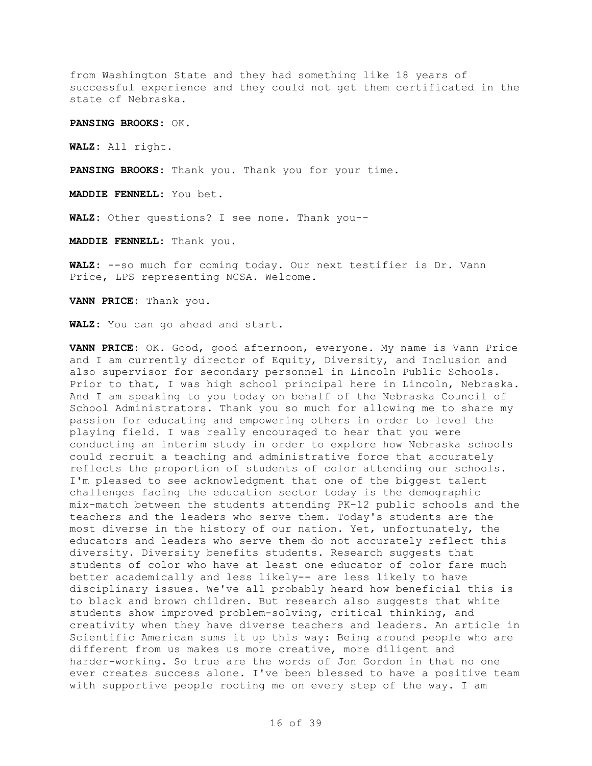from Washington State and they had something like 18 years of successful experience and they could not get them certificated in the state of Nebraska.

**PANSING BROOKS:** OK.

**WALZ:** All right.

**PANSING BROOKS:** Thank you. Thank you for your time.

**MADDIE FENNELL:** You bet.

**WALZ:** Other questions? I see none. Thank you--

**MADDIE FENNELL:** Thank you.

**WALZ:** --so much for coming today. Our next testifier is Dr. Vann Price, LPS representing NCSA. Welcome.

**VANN PRICE:** Thank you.

**WALZ:** You can go ahead and start.

**VANN PRICE:** OK. Good, good afternoon, everyone. My name is Vann Price and I am currently director of Equity, Diversity, and Inclusion and also supervisor for secondary personnel in Lincoln Public Schools. Prior to that, I was high school principal here in Lincoln, Nebraska. And I am speaking to you today on behalf of the Nebraska Council of School Administrators. Thank you so much for allowing me to share my passion for educating and empowering others in order to level the playing field. I was really encouraged to hear that you were conducting an interim study in order to explore how Nebraska schools could recruit a teaching and administrative force that accurately reflects the proportion of students of color attending our schools. I'm pleased to see acknowledgment that one of the biggest talent challenges facing the education sector today is the demographic mix-match between the students attending PK-12 public schools and the teachers and the leaders who serve them. Today's students are the most diverse in the history of our nation. Yet, unfortunately, the educators and leaders who serve them do not accurately reflect this diversity. Diversity benefits students. Research suggests that students of color who have at least one educator of color fare much better academically and less likely-- are less likely to have disciplinary issues. We've all probably heard how beneficial this is to black and brown children. But research also suggests that white students show improved problem-solving, critical thinking, and creativity when they have diverse teachers and leaders. An article in Scientific American sums it up this way: Being around people who are different from us makes us more creative, more diligent and harder-working. So true are the words of Jon Gordon in that no one ever creates success alone. I've been blessed to have a positive team with supportive people rooting me on every step of the way. I am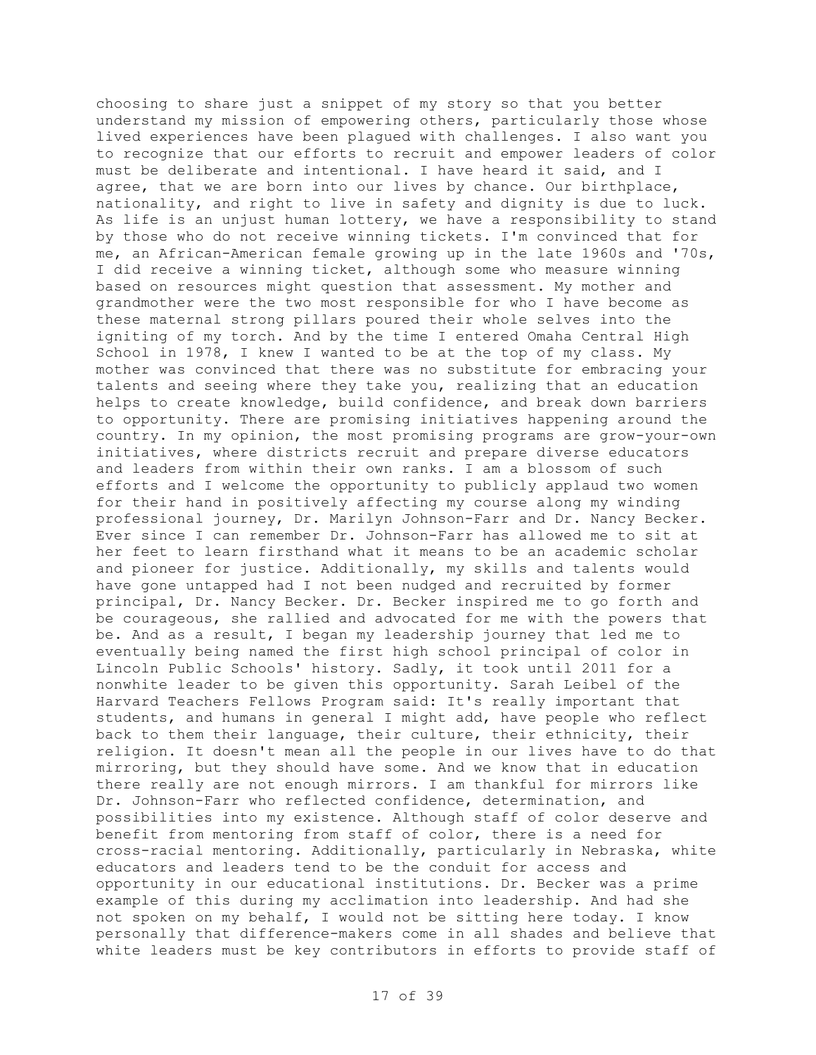choosing to share just a snippet of my story so that you better understand my mission of empowering others, particularly those whose lived experiences have been plagued with challenges. I also want you to recognize that our efforts to recruit and empower leaders of color must be deliberate and intentional. I have heard it said, and I agree, that we are born into our lives by chance. Our birthplace, nationality, and right to live in safety and dignity is due to luck. As life is an unjust human lottery, we have a responsibility to stand by those who do not receive winning tickets. I'm convinced that for me, an African-American female growing up in the late 1960s and '70s, I did receive a winning ticket, although some who measure winning based on resources might question that assessment. My mother and grandmother were the two most responsible for who I have become as these maternal strong pillars poured their whole selves into the igniting of my torch. And by the time I entered Omaha Central High School in 1978, I knew I wanted to be at the top of my class. My mother was convinced that there was no substitute for embracing your talents and seeing where they take you, realizing that an education helps to create knowledge, build confidence, and break down barriers to opportunity. There are promising initiatives happening around the country. In my opinion, the most promising programs are grow-your-own initiatives, where districts recruit and prepare diverse educators and leaders from within their own ranks. I am a blossom of such efforts and I welcome the opportunity to publicly applaud two women for their hand in positively affecting my course along my winding professional journey, Dr. Marilyn Johnson-Farr and Dr. Nancy Becker. Ever since I can remember Dr. Johnson-Farr has allowed me to sit at her feet to learn firsthand what it means to be an academic scholar and pioneer for justice. Additionally, my skills and talents would have gone untapped had I not been nudged and recruited by former principal, Dr. Nancy Becker. Dr. Becker inspired me to go forth and be courageous, she rallied and advocated for me with the powers that be. And as a result, I began my leadership journey that led me to eventually being named the first high school principal of color in Lincoln Public Schools' history. Sadly, it took until 2011 for a nonwhite leader to be given this opportunity. Sarah Leibel of the Harvard Teachers Fellows Program said: It's really important that students, and humans in general I might add, have people who reflect back to them their language, their culture, their ethnicity, their religion. It doesn't mean all the people in our lives have to do that mirroring, but they should have some. And we know that in education there really are not enough mirrors. I am thankful for mirrors like Dr. Johnson-Farr who reflected confidence, determination, and possibilities into my existence. Although staff of color deserve and benefit from mentoring from staff of color, there is a need for cross-racial mentoring. Additionally, particularly in Nebraska, white educators and leaders tend to be the conduit for access and opportunity in our educational institutions. Dr. Becker was a prime example of this during my acclimation into leadership. And had she not spoken on my behalf, I would not be sitting here today. I know personally that difference-makers come in all shades and believe that white leaders must be key contributors in efforts to provide staff of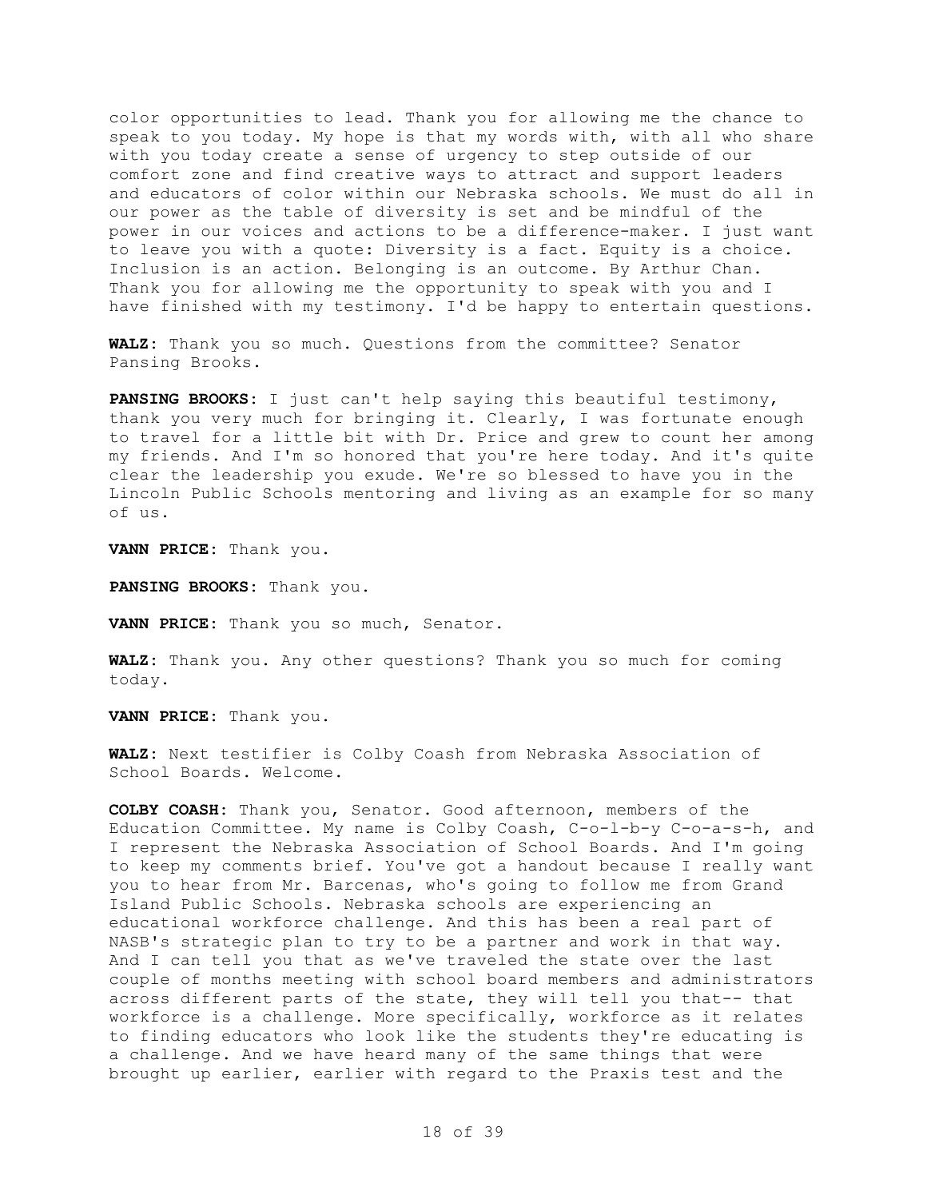color opportunities to lead. Thank you for allowing me the chance to speak to you today. My hope is that my words with, with all who share with you today create a sense of urgency to step outside of our comfort zone and find creative ways to attract and support leaders and educators of color within our Nebraska schools. We must do all in our power as the table of diversity is set and be mindful of the power in our voices and actions to be a difference-maker. I just want to leave you with a quote: Diversity is a fact. Equity is a choice. Inclusion is an action. Belonging is an outcome. By Arthur Chan. Thank you for allowing me the opportunity to speak with you and I have finished with my testimony. I'd be happy to entertain questions.

**WALZ:** Thank you so much. Questions from the committee? Senator Pansing Brooks.

**PANSING BROOKS:** I just can't help saying this beautiful testimony, thank you very much for bringing it. Clearly, I was fortunate enough to travel for a little bit with Dr. Price and grew to count her among my friends. And I'm so honored that you're here today. And it's quite clear the leadership you exude. We're so blessed to have you in the Lincoln Public Schools mentoring and living as an example for so many of us.

**VANN PRICE:** Thank you.

**PANSING BROOKS:** Thank you.

**VANN PRICE:** Thank you so much, Senator.

**WALZ:** Thank you. Any other questions? Thank you so much for coming today.

**VANN PRICE:** Thank you.

**WALZ:** Next testifier is Colby Coash from Nebraska Association of School Boards. Welcome.

**COLBY COASH:** Thank you, Senator. Good afternoon, members of the Education Committee. My name is Colby Coash, C-o-l-b-y C-o-a-s-h, and I represent the Nebraska Association of School Boards. And I'm going to keep my comments brief. You've got a handout because I really want you to hear from Mr. Barcenas, who's going to follow me from Grand Island Public Schools. Nebraska schools are experiencing an educational workforce challenge. And this has been a real part of NASB's strategic plan to try to be a partner and work in that way. And I can tell you that as we've traveled the state over the last couple of months meeting with school board members and administrators across different parts of the state, they will tell you that-- that workforce is a challenge. More specifically, workforce as it relates to finding educators who look like the students they're educating is a challenge. And we have heard many of the same things that were brought up earlier, earlier with regard to the Praxis test and the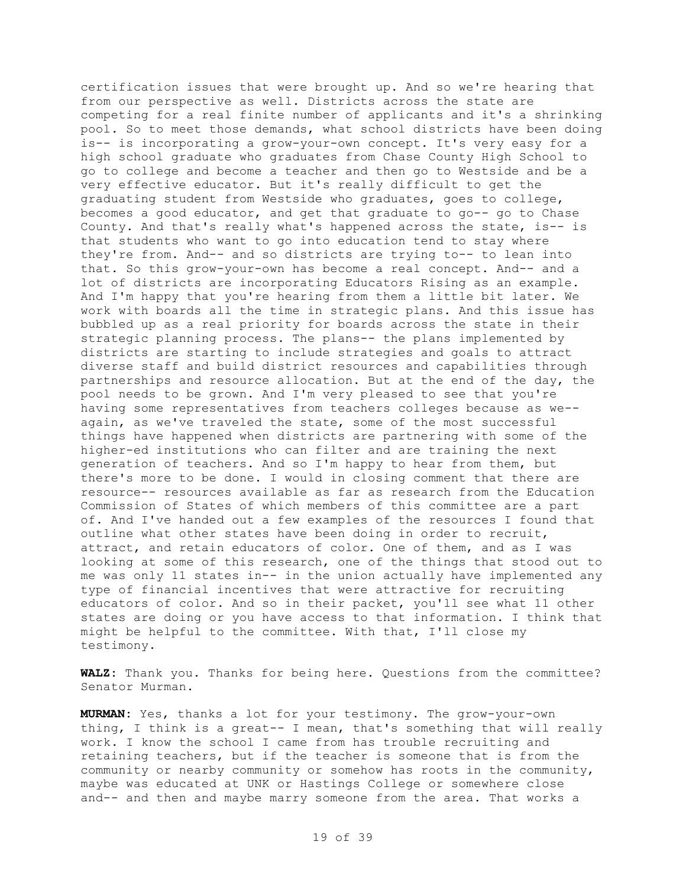certification issues that were brought up. And so we're hearing that from our perspective as well. Districts across the state are competing for a real finite number of applicants and it's a shrinking pool. So to meet those demands, what school districts have been doing is-- is incorporating a grow-your-own concept. It's very easy for a high school graduate who graduates from Chase County High School to go to college and become a teacher and then go to Westside and be a very effective educator. But it's really difficult to get the graduating student from Westside who graduates, goes to college, becomes a good educator, and get that graduate to go-- go to Chase County. And that's really what's happened across the state, is-- is that students who want to go into education tend to stay where they're from. And-- and so districts are trying to-- to lean into that. So this grow-your-own has become a real concept. And-- and a lot of districts are incorporating Educators Rising as an example. And I'm happy that you're hearing from them a little bit later. We work with boards all the time in strategic plans. And this issue has bubbled up as a real priority for boards across the state in their strategic planning process. The plans-- the plans implemented by districts are starting to include strategies and goals to attract diverse staff and build district resources and capabilities through partnerships and resource allocation. But at the end of the day, the pool needs to be grown. And I'm very pleased to see that you're having some representatives from teachers colleges because as we-- again, as we've traveled the state, some of the most successful things have happened when districts are partnering with some of the higher-ed institutions who can filter and are training the next generation of teachers. And so I'm happy to hear from them, but there's more to be done. I would in closing comment that there are resource-- resources available as far as research from the Education Commission of States of which members of this committee are a part of. And I've handed out a few examples of the resources I found that outline what other states have been doing in order to recruit, attract, and retain educators of color. One of them, and as I was looking at some of this research, one of the things that stood out to me was only 11 states in-- in the union actually have implemented any type of financial incentives that were attractive for recruiting educators of color. And so in their packet, you'll see what 11 other states are doing or you have access to that information. I think that might be helpful to the committee. With that, I'll close my testimony.

**WALZ**: Thank you. Thanks for being here. Questions from the committee? Senator Murman.

**MURMAN**: Yes, thanks a lot for your testimony. The grow-your-own thing, I think is a great-- I mean, that's something that will really work. I know the school I came from has trouble recruiting and retaining teachers, but if the teacher is someone that is from the community or nearby community or somehow has roots in the community, maybe was educated at UNK or Hastings College or somewhere close and-- and then and maybe marry someone from the area. That works a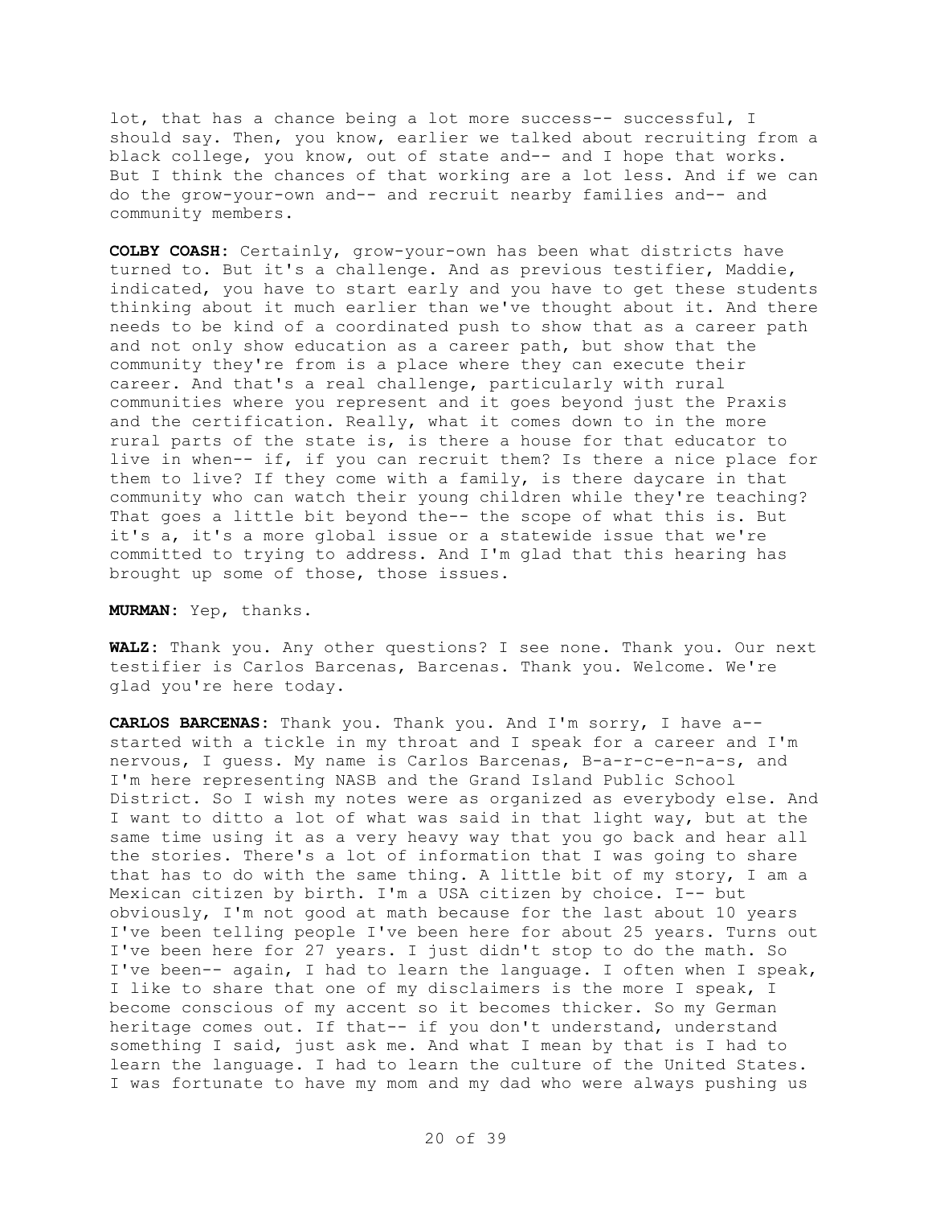lot, that has a chance being a lot more success-- successful, I should say. Then, you know, earlier we talked about recruiting from a black college, you know, out of state and-- and I hope that works. But I think the chances of that working are a lot less. And if we can do the grow-your-own and-- and recruit nearby families and-- and community members.

**COLBY COASH:** Certainly, grow-your-own has been what districts have turned to. But it's a challenge. And as previous testifier, Maddie, indicated, you have to start early and you have to get these students thinking about it much earlier than we've thought about it. And there needs to be kind of a coordinated push to show that as a career path and not only show education as a career path, but show that the community they're from is a place where they can execute their career. And that's a real challenge, particularly with rural communities where you represent and it goes beyond just the Praxis and the certification. Really, what it comes down to in the more rural parts of the state is, is there a house for that educator to live in when-- if, if you can recruit them? Is there a nice place for them to live? If they come with a family, is there daycare in that community who can watch their young children while they're teaching? That goes a little bit beyond the-- the scope of what this is. But it's a, it's a more global issue or a statewide issue that we're committed to trying to address. And I'm glad that this hearing has brought up some of those, those issues.

**MURMAN:** Yep, thanks.

**WALZ:** Thank you. Any other questions? I see none. Thank you. Our next testifier is Carlos Barcenas, Barcenas. Thank you. Welcome. We're glad you're here today.

**CARLOS BARCENAS:** Thank you. Thank you. And I'm sorry, I have a-- started with a tickle in my throat and I speak for a career and I'm nervous, I guess. My name is Carlos Barcenas, B-a-r-c-e-n-a-s, and I'm here representing NASB and the Grand Island Public School District. So I wish my notes were as organized as everybody else. And I want to ditto a lot of what was said in that light way, but at the same time using it as a very heavy way that you go back and hear all the stories. There's a lot of information that I was going to share that has to do with the same thing. A little bit of my story, I am a Mexican citizen by birth. I'm a USA citizen by choice. I-- but obviously, I'm not good at math because for the last about 10 years I've been telling people I've been here for about 25 years. Turns out I've been here for 27 years. I just didn't stop to do the math. So I've been-- again, I had to learn the language. I often when I speak, I like to share that one of my disclaimers is the more I speak, I become conscious of my accent so it becomes thicker. So my German heritage comes out. If that-- if you don't understand, understand something I said, just ask me. And what I mean by that is I had to learn the language. I had to learn the culture of the United States. I was fortunate to have my mom and my dad who were always pushing us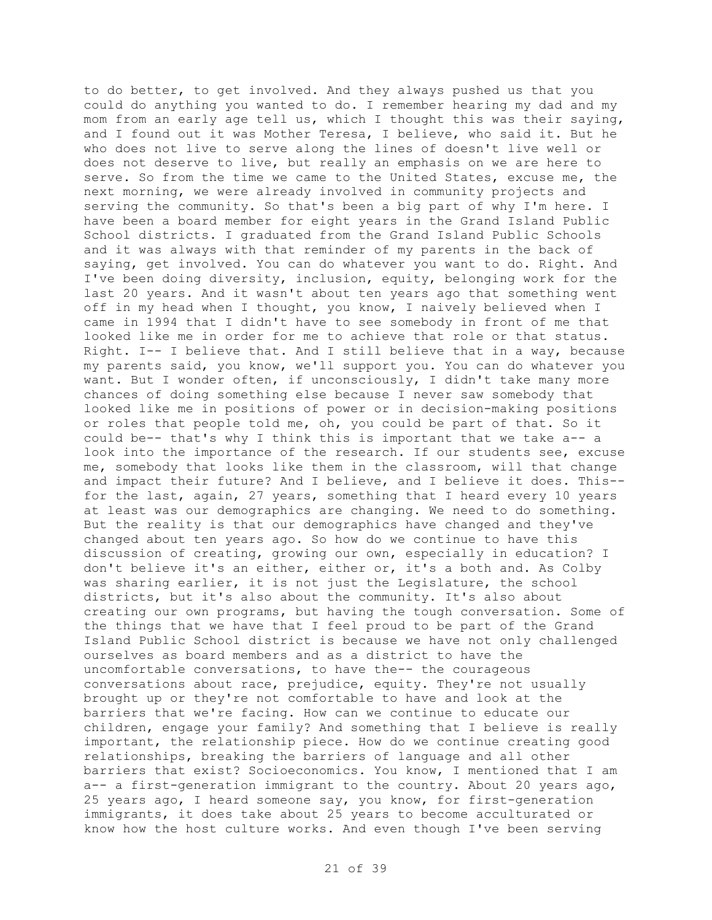to do better, to get involved. And they always pushed us that you could do anything you wanted to do. I remember hearing my dad and my mom from an early age tell us, which I thought this was their saying, and I found out it was Mother Teresa, I believe, who said it. But he who does not live to serve along the lines of doesn't live well or does not deserve to live, but really an emphasis on we are here to serve. So from the time we came to the United States, excuse me, the next morning, we were already involved in community projects and serving the community. So that's been a big part of why I'm here. I have been a board member for eight years in the Grand Island Public School districts. I graduated from the Grand Island Public Schools and it was always with that reminder of my parents in the back of saying, get involved. You can do whatever you want to do. Right. And I've been doing diversity, inclusion, equity, belonging work for the last 20 years. And it wasn't about ten years ago that something went off in my head when I thought, you know, I naively believed when I came in 1994 that I didn't have to see somebody in front of me that looked like me in order for me to achieve that role or that status. Right. I-- I believe that. And I still believe that in a way, because my parents said, you know, we'll support you. You can do whatever you want. But I wonder often, if unconsciously, I didn't take many more chances of doing something else because I never saw somebody that looked like me in positions of power or in decision-making positions or roles that people told me, oh, you could be part of that. So it could be-- that's why I think this is important that we take a-- a look into the importance of the research. If our students see, excuse me, somebody that looks like them in the classroom, will that change and impact their future? And I believe, and I believe it does. This-- for the last, again, 27 years, something that I heard every 10 years at least was our demographics are changing. We need to do something. But the reality is that our demographics have changed and they've changed about ten years ago. So how do we continue to have this discussion of creating, growing our own, especially in education? I don't believe it's an either, either or, it's a both and. As Colby was sharing earlier, it is not just the Legislature, the school districts, but it's also about the community. It's also about creating our own programs, but having the tough conversation. Some of the things that we have that I feel proud to be part of the Grand Island Public School district is because we have not only challenged ourselves as board members and as a district to have the uncomfortable conversations, to have the-- the courageous conversations about race, prejudice, equity. They're not usually brought up or they're not comfortable to have and look at the barriers that we're facing. How can we continue to educate our children, engage your family? And something that I believe is really important, the relationship piece. How do we continue creating good relationships, breaking the barriers of language and all other barriers that exist? Socioeconomics. You know, I mentioned that I am a-- a first-generation immigrant to the country. About 20 years ago, 25 years ago, I heard someone say, you know, for first-generation immigrants, it does take about 25 years to become acculturated or know how the host culture works. And even though I've been serving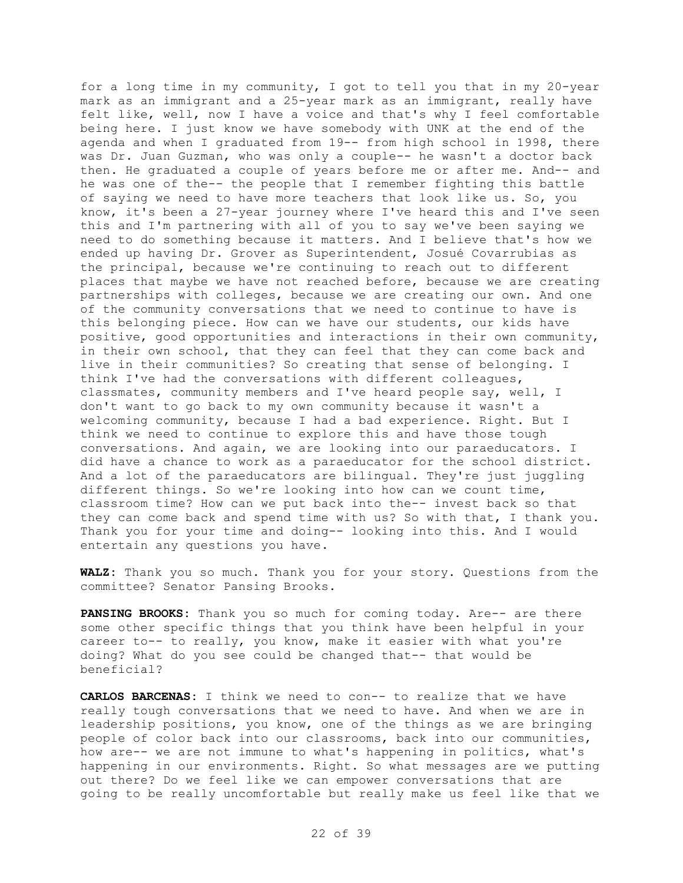for a long time in my community, I got to tell you that in my 20-year mark as an immigrant and a 25-year mark as an immigrant, really have felt like, well, now I have a voice and that's why I feel comfortable being here. I just know we have somebody with UNK at the end of the agenda and when I graduated from 19-- from high school in 1998, there was Dr. Juan Guzman, who was only a couple-- he wasn't a doctor back then. He graduated a couple of years before me or after me. And-- and he was one of the-- the people that I remember fighting this battle of saying we need to have more teachers that look like us. So, you know, it's been a 27-year journey where I've heard this and I've seen this and I'm partnering with all of you to say we've been saying we need to do something because it matters. And I believe that's how we ended up having Dr. Grover as Superintendent, Josué Covarrubias as the principal, because we're continuing to reach out to different places that maybe we have not reached before, because we are creating partnerships with colleges, because we are creating our own. And one of the community conversations that we need to continue to have is this belonging piece. How can we have our students, our kids have positive, good opportunities and interactions in their own community, in their own school, that they can feel that they can come back and live in their communities? So creating that sense of belonging. I think I've had the conversations with different colleagues, classmates, community members and I've heard people say, well, I don't want to go back to my own community because it wasn't a welcoming community, because I had a bad experience. Right. But I think we need to continue to explore this and have those tough conversations. And again, we are looking into our paraeducators. I did have a chance to work as a paraeducator for the school district. And a lot of the paraeducators are bilingual. They're just juggling different things. So we're looking into how can we count time, classroom time? How can we put back into the-- invest back so that they can come back and spend time with us? So with that, I thank you. Thank you for your time and doing-- looking into this. And I would entertain any questions you have.

**WALZ:** Thank you so much. Thank you for your story. Questions from the committee? Senator Pansing Brooks.

**PANSING BROOKS:** Thank you so much for coming today. Are-- are there some other specific things that you think have been helpful in your career to-- to really, you know, make it easier with what you're doing? What do you see could be changed that-- that would be beneficial?

**CARLOS BARCENAS:** I think we need to con-- to realize that we have really tough conversations that we need to have. And when we are in leadership positions, you know, one of the things as we are bringing people of color back into our classrooms, back into our communities, how are-- we are not immune to what's happening in politics, what's happening in our environments. Right. So what messages are we putting out there? Do we feel like we can empower conversations that are going to be really uncomfortable but really make us feel like that we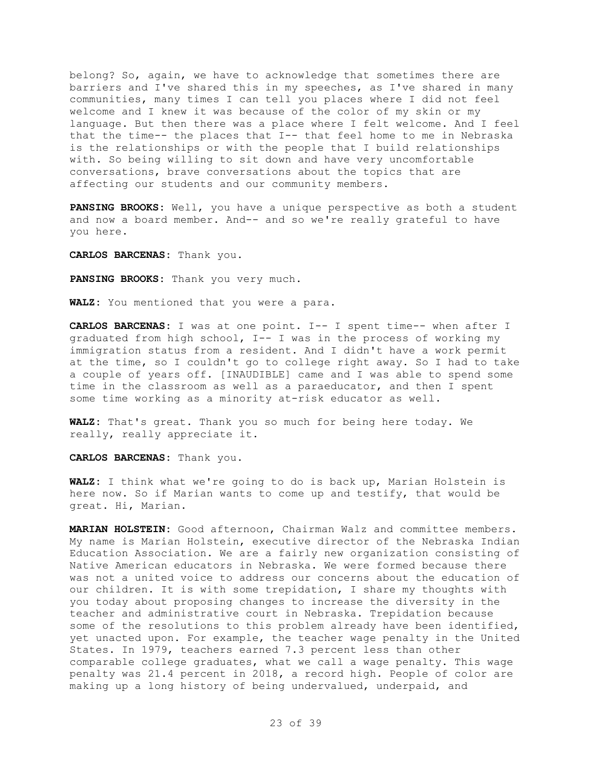belong? So, again, we have to acknowledge that sometimes there are barriers and I've shared this in my speeches, as I've shared in many communities, many times I can tell you places where I did not feel welcome and I knew it was because of the color of my skin or my language. But then there was a place where I felt welcome. And I feel that the time-- the places that I-- that feel home to me in Nebraska is the relationships or with the people that I build relationships with. So being willing to sit down and have very uncomfortable conversations, brave conversations about the topics that are affecting our students and our community members.

**PANSING BROOKS:** Well, you have a unique perspective as both a student and now a board member. And-- and so we're really grateful to have you here.

**CARLOS BARCENAS:** Thank you.

**PANSING BROOKS:** Thank you very much.

**WALZ:** You mentioned that you were a para.

**CARLOS BARCENAS:** I was at one point. I-- I spent time-- when after I graduated from high school, I-- I was in the process of working my immigration status from a resident. And I didn't have a work permit at the time, so I couldn't go to college right away. So I had to take a couple of years off. [INAUDIBLE] came and I was able to spend some time in the classroom as well as a paraeducator, and then I spent some time working as a minority at-risk educator as well.

**WALZ:** That's great. Thank you so much for being here today. We really, really appreciate it.

**CARLOS BARCENAS:** Thank you.

**WALZ:** I think what we're going to do is back up, Marian Holstein is here now. So if Marian wants to come up and testify, that would be great. Hi, Marian.

**MARIAN HOLSTEIN:** Good afternoon, Chairman Walz and committee members. My name is Marian Holstein, executive director of the Nebraska Indian Education Association. We are a fairly new organization consisting of Native American educators in Nebraska. We were formed because there was not a united voice to address our concerns about the education of our children. It is with some trepidation, I share my thoughts with you today about proposing changes to increase the diversity in the teacher and administrative court in Nebraska. Trepidation because some of the resolutions to this problem already have been identified, yet unacted upon. For example, the teacher wage penalty in the United States. In 1979, teachers earned 7.3 percent less than other comparable college graduates, what we call a wage penalty. This wage penalty was 21.4 percent in 2018, a record high. People of color are making up a long history of being undervalued, underpaid, and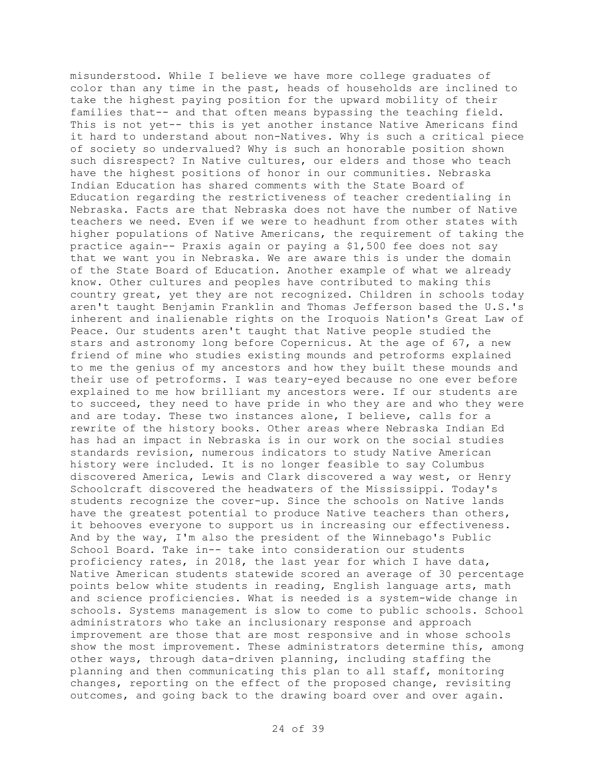misunderstood. While I believe we have more college graduates of color than any time in the past, heads of households are inclined to take the highest paying position for the upward mobility of their families that-- and that often means bypassing the teaching field. This is not yet-- this is yet another instance Native Americans find it hard to understand about non-Natives. Why is such a critical piece of society so undervalued? Why is such an honorable position shown such disrespect? In Native cultures, our elders and those who teach have the highest positions of honor in our communities. Nebraska Indian Education has shared comments with the State Board of Education regarding the restrictiveness of teacher credentialing in Nebraska. Facts are that Nebraska does not have the number of Native teachers we need. Even if we were to headhunt from other states with higher populations of Native Americans, the requirement of taking the practice again-- Praxis again or paying a $1,500 fee does not say that we want you in Nebraska. We are aware this is under the domain of the State Board of Education. Another example of what we already know. Other cultures and peoples have contributed to making this country great, yet they are not recognized. Children in schools today aren't taught Benjamin Franklin and Thomas Jefferson based the U.S.'s inherent and inalienable rights on the Iroquois Nation's Great Law of Peace. Our students aren't taught that Native people studied the stars and astronomy long before Copernicus. At the age of 67, a new friend of mine who studies existing mounds and petroforms explained to me the genius of my ancestors and how they built these mounds and their use of petroforms. I was teary-eyed because no one ever before explained to me how brilliant my ancestors were. If our students are to succeed, they need to have pride in who they are and who they were and are today. These two instances alone, I believe, calls for a rewrite of the history books. Other areas where Nebraska Indian Ed has had an impact in Nebraska is in our work on the social studies standards revision, numerous indicators to study Native American history were included. It is no longer feasible to say Columbus discovered America, Lewis and Clark discovered a way west, or Henry Schoolcraft discovered the headwaters of the Mississippi. Today's students recognize the cover-up. Since the schools on Native lands have the greatest potential to produce Native teachers than others, it behooves everyone to support us in increasing our effectiveness. And by the way, I'm also the president of the Winnebago's Public School Board. Take in-- take into consideration our students proficiency rates, in 2018, the last year for which I have data, Native American students statewide scored an average of 30 percentage points below white students in reading, English language arts, math and science proficiencies. What is needed is a system-wide change in schools. Systems management is slow to come to public schools. School administrators who take an inclusionary response and approach improvement are those that are most responsive and in whose schools show the most improvement. These administrators determine this, among other ways, through data-driven planning, including staffing the planning and then communicating this plan to all staff, monitoring changes, reporting on the effect of the proposed change, revisiting outcomes, and going back to the drawing board over and over again.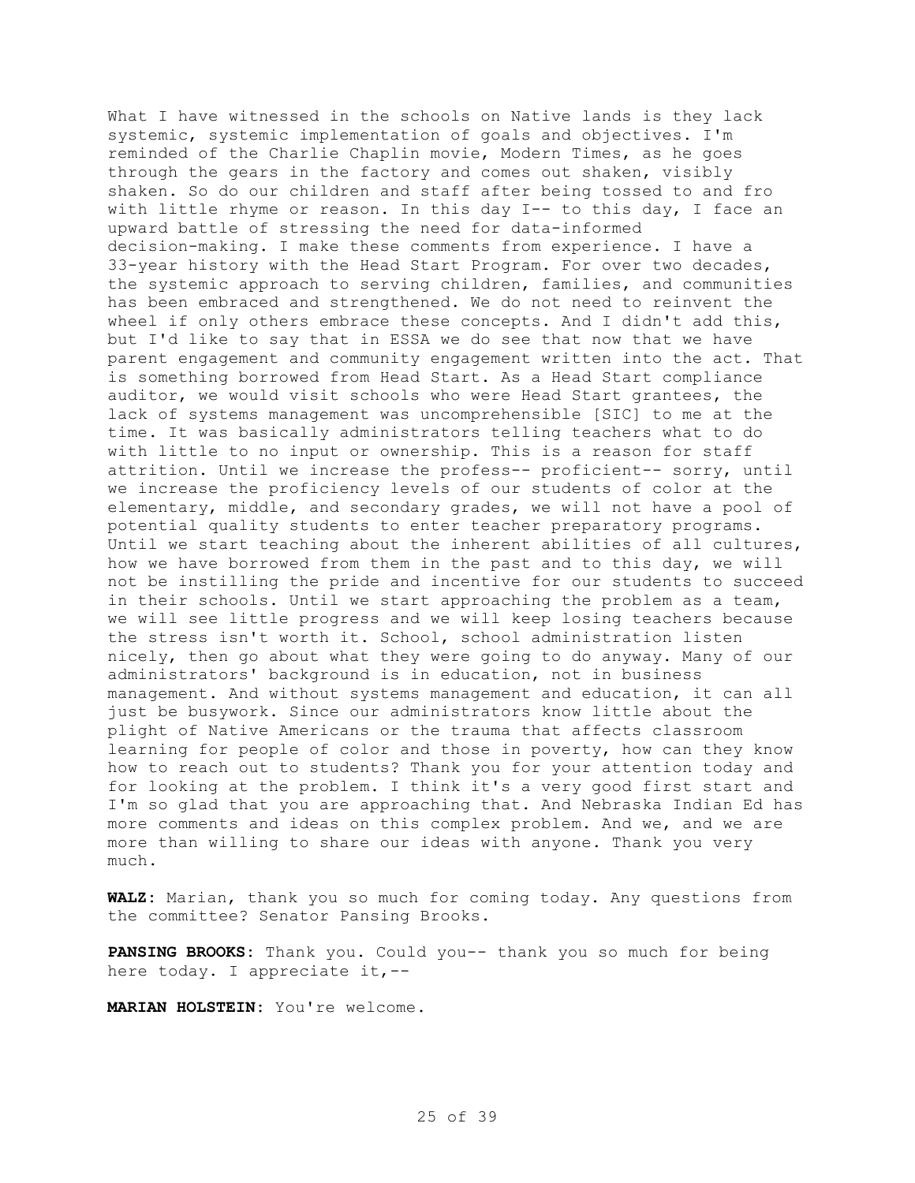What I have witnessed in the schools on Native lands is they lack systemic, systemic implementation of goals and objectives. I'm reminded of the Charlie Chaplin movie, Modern Times, as he goes through the gears in the factory and comes out shaken, visibly shaken. So do our children and staff after being tossed to and fro with little rhyme or reason. In this day I-- to this day, I face an upward battle of stressing the need for data-informed decision-making. I make these comments from experience. I have a 33-year history with the Head Start Program. For over two decades, the systemic approach to serving children, families, and communities has been embraced and strengthened. We do not need to reinvent the wheel if only others embrace these concepts. And I didn't add this, but I'd like to say that in ESSA we do see that now that we have parent engagement and community engagement written into the act. That is something borrowed from Head Start. As a Head Start compliance auditor, we would visit schools who were Head Start grantees, the lack of systems management was uncomprehensible [SIC] to me at the time. It was basically administrators telling teachers what to do with little to no input or ownership. This is a reason for staff attrition. Until we increase the profess-- proficient-- sorry, until we increase the proficiency levels of our students of color at the elementary, middle, and secondary grades, we will not have a pool of potential quality students to enter teacher preparatory programs. Until we start teaching about the inherent abilities of all cultures, how we have borrowed from them in the past and to this day, we will not be instilling the pride and incentive for our students to succeed in their schools. Until we start approaching the problem as a team, we will see little progress and we will keep losing teachers because the stress isn't worth it. School, school administration listen nicely, then go about what they were going to do anyway. Many of our administrators' background is in education, not in business management. And without systems management and education, it can all just be busywork. Since our administrators know little about the plight of Native Americans or the trauma that affects classroom learning for people of color and those in poverty, how can they know how to reach out to students? Thank you for your attention today and for looking at the problem. I think it's a very good first start and I'm so glad that you are approaching that. And Nebraska Indian Ed has more comments and ideas on this complex problem. And we, and we are more than willing to share our ideas with anyone. Thank you very much.

**WALZ:** Marian, thank you so much for coming today. Any questions from the committee? Senator Pansing Brooks.

**PANSING BROOKS:** Thank you. Could you-- thank you so much for being here today. I appreciate it,--

**MARIAN HOLSTEIN:** You're welcome.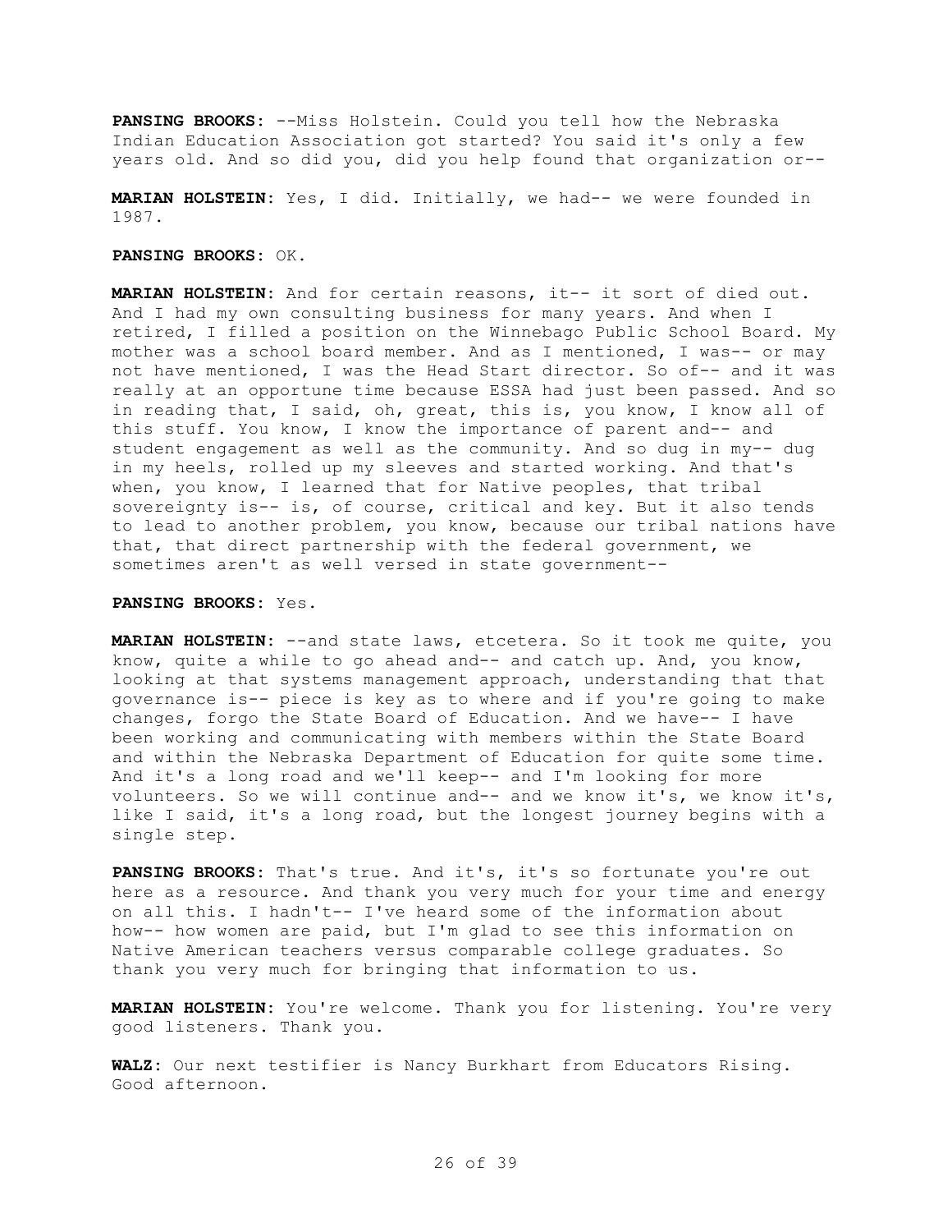**PANSING BROOKS:** --Miss Holstein. Could you tell how the Nebraska Indian Education Association got started? You said it's only a few years old. And so did you, did you help found that organization or--

**MARIAN HOLSTEIN:** Yes, I did. Initially, we had-- we were founded in 1987.

**PANSING BROOKS:** OK.

**MARIAN HOLSTEIN:** And for certain reasons, it-- it sort of died out. And I had my own consulting business for many years. And when I retired, I filled a position on the Winnebago Public School Board. My mother was a school board member. And as I mentioned, I was-- or may not have mentioned, I was the Head Start director. So of-- and it was really at an opportune time because ESSA had just been passed. And so in reading that, I said, oh, great, this is, you know, I know all of this stuff. You know, I know the importance of parent and-- and student engagement as well as the community. And so dug in my-- dug in my heels, rolled up my sleeves and started working. And that's when, you know, I learned that for Native peoples, that tribal sovereignty is-- is, of course, critical and key. But it also tends to lead to another problem, you know, because our tribal nations have that, that direct partnership with the federal government, we sometimes aren't as well versed in state government--

**PANSING BROOKS:** Yes.

**MARIAN HOLSTEIN:** --and state laws, etcetera. So it took me quite, you know, quite a while to go ahead and-- and catch up. And, you know, looking at that systems management approach, understanding that that governance is-- piece is key as to where and if you're going to make changes, forgo the State Board of Education. And we have-- I have been working and communicating with members within the State Board and within the Nebraska Department of Education for quite some time. And it's a long road and we'll keep-- and I'm looking for more volunteers. So we will continue and-- and we know it's, we know it's, like I said, it's a long road, but the longest journey begins with a single step.

**PANSING BROOKS:** That's true. And it's, it's so fortunate you're out here as a resource. And thank you very much for your time and energy on all this. I hadn't-- I've heard some of the information about how-- how women are paid, but I'm glad to see this information on Native American teachers versus comparable college graduates. So thank you very much for bringing that information to us.

**MARIAN HOLSTEIN:** You're welcome. Thank you for listening. You're very good listeners. Thank you.

**WALZ:** Our next testifier is Nancy Burkhart from Educators Rising. Good afternoon.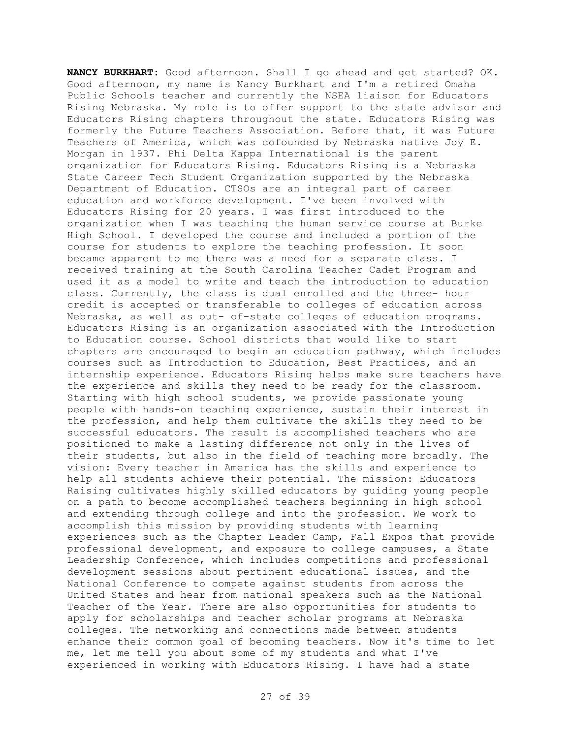**NANCY BURKHART:** Good afternoon. Shall I go ahead and get started? OK. Good afternoon, my name is Nancy Burkhart and I'm a retired Omaha Public Schools teacher and currently the NSEA liaison for Educators Rising Nebraska. My role is to offer support to the state advisor and Educators Rising chapters throughout the state. Educators Rising was formerly the Future Teachers Association. Before that, it was Future Teachers of America, which was cofounded by Nebraska native Joy E. Morgan in 1937. Phi Delta Kappa International is the parent organization for Educators Rising. Educators Rising is a Nebraska State Career Tech Student Organization supported by the Nebraska Department of Education. CTSOs are an integral part of career education and workforce development. I've been involved with Educators Rising for 20 years. I was first introduced to the organization when I was teaching the human service course at Burke High School. I developed the course and included a portion of the course for students to explore the teaching profession. It soon became apparent to me there was a need for a separate class. I received training at the South Carolina Teacher Cadet Program and used it as a model to write and teach the introduction to education class. Currently, the class is dual enrolled and the three- hour credit is accepted or transferable to colleges of education across Nebraska, as well as out- of-state colleges of education programs. Educators Rising is an organization associated with the Introduction to Education course. School districts that would like to start chapters are encouraged to begin an education pathway, which includes courses such as Introduction to Education, Best Practices, and an internship experience. Educators Rising helps make sure teachers have the experience and skills they need to be ready for the classroom. Starting with high school students, we provide passionate young people with hands-on teaching experience, sustain their interest in the profession, and help them cultivate the skills they need to be successful educators. The result is accomplished teachers who are positioned to make a lasting difference not only in the lives of their students, but also in the field of teaching more broadly. The vision: Every teacher in America has the skills and experience to help all students achieve their potential. The mission: Educators Raising cultivates highly skilled educators by guiding young people on a path to become accomplished teachers beginning in high school and extending through college and into the profession. We work to accomplish this mission by providing students with learning experiences such as the Chapter Leader Camp, Fall Expos that provide professional development, and exposure to college campuses, a State Leadership Conference, which includes competitions and professional development sessions about pertinent educational issues, and the National Conference to compete against students from across the United States and hear from national speakers such as the National Teacher of the Year. There are also opportunities for students to apply for scholarships and teacher scholar programs at Nebraska colleges. The networking and connections made between students enhance their common goal of becoming teachers. Now it's time to let me, let me tell you about some of my students and what I've experienced in working with Educators Rising. I have had a state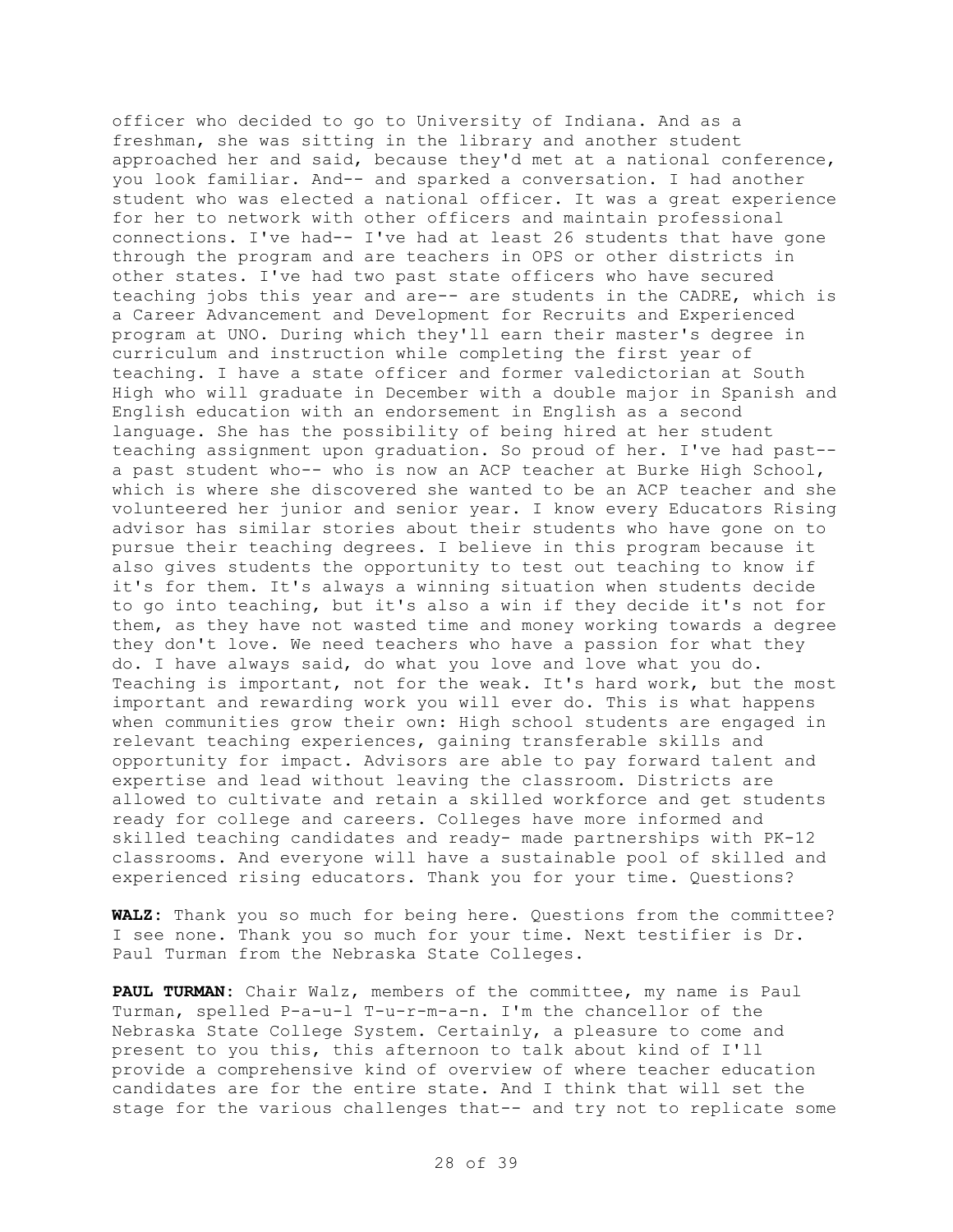officer who decided to go to University of Indiana. And as a freshman, she was sitting in the library and another student approached her and said, because they'd met at a national conference, you look familiar. And-- and sparked a conversation. I had another student who was elected a national officer. It was a great experience for her to network with other officers and maintain professional connections. I've had-- I've had at least 26 students that have gone through the program and are teachers in OPS or other districts in other states. I've had two past state officers who have secured teaching jobs this year and are-- are students in the CADRE, which is a Career Advancement and Development for Recruits and Experienced program at UNO. During which they'll earn their master's degree in curriculum and instruction while completing the first year of teaching. I have a state officer and former valedictorian at South High who will graduate in December with a double major in Spanish and English education with an endorsement in English as a second language. She has the possibility of being hired at her student teaching assignment upon graduation. So proud of her. I've had past-- a past student who-- who is now an ACP teacher at Burke High School, which is where she discovered she wanted to be an ACP teacher and she volunteered her junior and senior year. I know every Educators Rising advisor has similar stories about their students who have gone on to pursue their teaching degrees. I believe in this program because it also gives students the opportunity to test out teaching to know if it's for them. It's always a winning situation when students decide to go into teaching, but it's also a win if they decide it's not for them, as they have not wasted time and money working towards a degree they don't love. We need teachers who have a passion for what they do. I have always said, do what you love and love what you do. Teaching is important, not for the weak. It's hard work, but the most important and rewarding work you will ever do. This is what happens when communities grow their own: High school students are engaged in relevant teaching experiences, gaining transferable skills and opportunity for impact. Advisors are able to pay forward talent and expertise and lead without leaving the classroom. Districts are allowed to cultivate and retain a skilled workforce and get students ready for college and careers. Colleges have more informed and skilled teaching candidates and ready- made partnerships with PK-12 classrooms. And everyone will have a sustainable pool of skilled and experienced rising educators. Thank you for your time. Questions?

**WALZ:** Thank you so much for being here. Questions from the committee? I see none. Thank you so much for your time. Next testifier is Dr. Paul Turman from the Nebraska State Colleges.

**PAUL TURMAN:** Chair Walz, members of the committee, my name is Paul Turman, spelled P-a-u-l T-u-r-m-a-n. I'm the chancellor of the Nebraska State College System. Certainly, a pleasure to come and present to you this, this afternoon to talk about kind of I'll provide a comprehensive kind of overview of where teacher education candidates are for the entire state. And I think that will set the stage for the various challenges that-- and try not to replicate some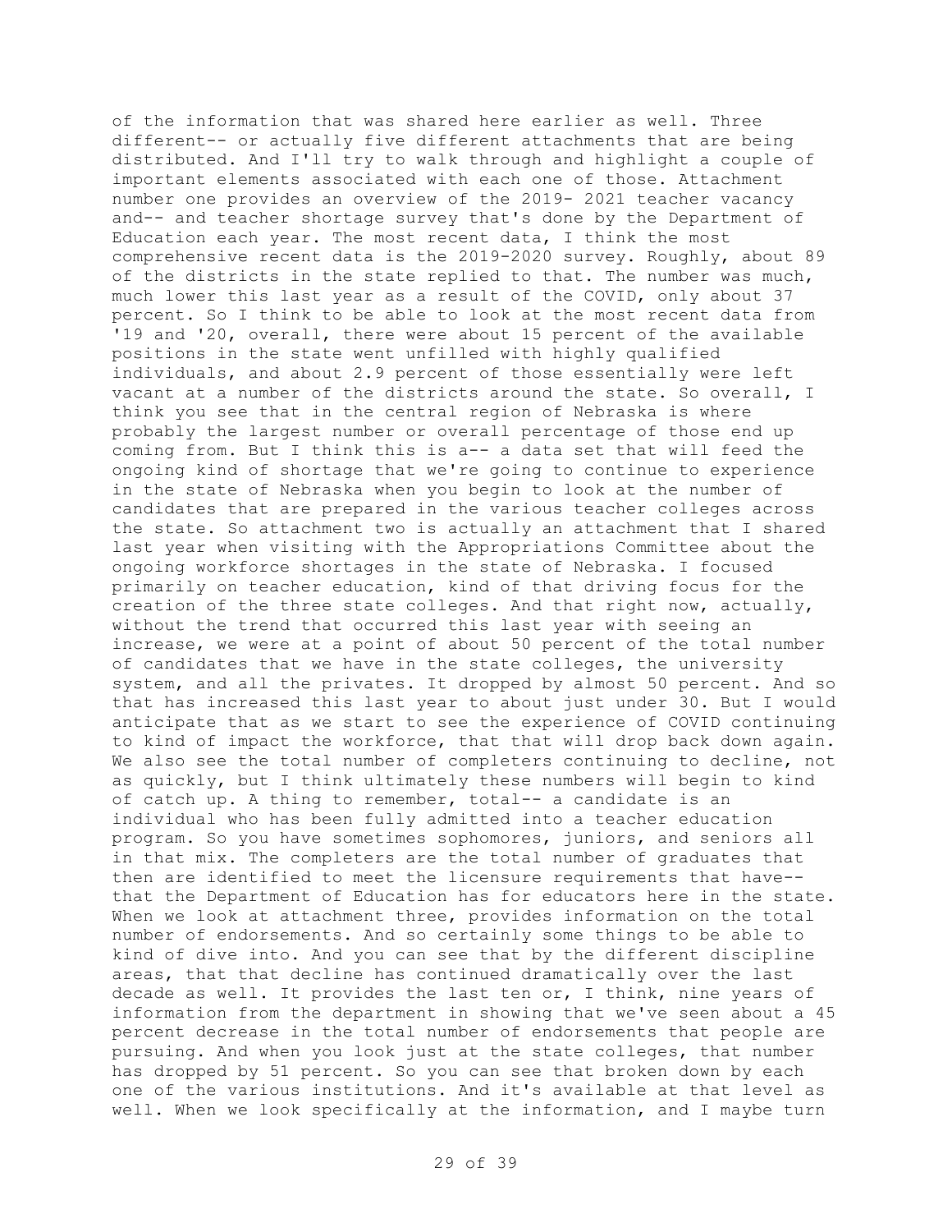of the information that was shared here earlier as well. Three different-- or actually five different attachments that are being distributed. And I'll try to walk through and highlight a couple of important elements associated with each one of those. Attachment number one provides an overview of the 2019- 2021 teacher vacancy and-- and teacher shortage survey that's done by the Department of Education each year. The most recent data, I think the most comprehensive recent data is the 2019-2020 survey. Roughly, about 89 of the districts in the state replied to that. The number was much, much lower this last year as a result of the COVID, only about 37 percent. So I think to be able to look at the most recent data from '19 and '20, overall, there were about 15 percent of the available positions in the state went unfilled with highly qualified individuals, and about 2.9 percent of those essentially were left vacant at a number of the districts around the state. So overall, I think you see that in the central region of Nebraska is where probably the largest number or overall percentage of those end up coming from. But I think this is a-- a data set that will feed the ongoing kind of shortage that we're going to continue to experience in the state of Nebraska when you begin to look at the number of candidates that are prepared in the various teacher colleges across the state. So attachment two is actually an attachment that I shared last year when visiting with the Appropriations Committee about the ongoing workforce shortages in the state of Nebraska. I focused primarily on teacher education, kind of that driving focus for the creation of the three state colleges. And that right now, actually, without the trend that occurred this last year with seeing an increase, we were at a point of about 50 percent of the total number of candidates that we have in the state colleges, the university system, and all the privates. It dropped by almost 50 percent. And so that has increased this last year to about just under 30. But I would anticipate that as we start to see the experience of COVID continuing to kind of impact the workforce, that that will drop back down again. We also see the total number of completers continuing to decline, not as quickly, but I think ultimately these numbers will begin to kind of catch up. A thing to remember, total-- a candidate is an individual who has been fully admitted into a teacher education program. So you have sometimes sophomores, juniors, and seniors all in that mix. The completers are the total number of graduates that then are identified to meet the licensure requirements that have-- that the Department of Education has for educators here in the state. When we look at attachment three, provides information on the total number of endorsements. And so certainly some things to be able to kind of dive into. And you can see that by the different discipline areas, that that decline has continued dramatically over the last decade as well. It provides the last ten or, I think, nine years of information from the department in showing that we've seen about a 45 percent decrease in the total number of endorsements that people are pursuing. And when you look just at the state colleges, that number has dropped by 51 percent. So you can see that broken down by each one of the various institutions. And it's available at that level as well. When we look specifically at the information, and I maybe turn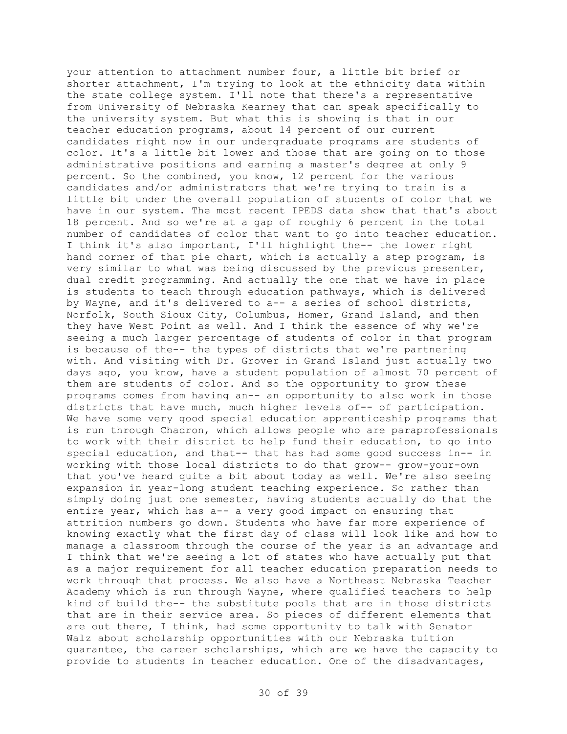your attention to attachment number four, a little bit brief or shorter attachment, I'm trying to look at the ethnicity data within the state college system. I'll note that there's a representative from University of Nebraska Kearney that can speak specifically to the university system. But what this is showing is that in our teacher education programs, about 14 percent of our current candidates right now in our undergraduate programs are students of color. It's a little bit lower and those that are going on to those administrative positions and earning a master's degree at only 9 percent. So the combined, you know, 12 percent for the various candidates and/or administrators that we're trying to train is a little bit under the overall population of students of color that we have in our system. The most recent IPEDS data show that that's about 18 percent. And so we're at a gap of roughly 6 percent in the total number of candidates of color that want to go into teacher education. I think it's also important, I'll highlight the-- the lower right hand corner of that pie chart, which is actually a step program, is very similar to what was being discussed by the previous presenter, dual credit programming. And actually the one that we have in place is students to teach through education pathways, which is delivered by Wayne, and it's delivered to a-- a series of school districts, Norfolk, South Sioux City, Columbus, Homer, Grand Island, and then they have West Point as well. And I think the essence of why we're seeing a much larger percentage of students of color in that program is because of the-- the types of districts that we're partnering with. And visiting with Dr. Grover in Grand Island just actually two days ago, you know, have a student population of almost 70 percent of them are students of color. And so the opportunity to grow these programs comes from having an-- an opportunity to also work in those districts that have much, much higher levels of-- of participation. We have some very good special education apprenticeship programs that is run through Chadron, which allows people who are paraprofessionals to work with their district to help fund their education, to go into special education, and that-- that has had some good success in-- in working with those local districts to do that grow-- grow-your-own that you've heard quite a bit about today as well. We're also seeing expansion in year-long student teaching experience. So rather than simply doing just one semester, having students actually do that the entire year, which has a-- a very good impact on ensuring that attrition numbers go down. Students who have far more experience of knowing exactly what the first day of class will look like and how to manage a classroom through the course of the year is an advantage and I think that we're seeing a lot of states who have actually put that as a major requirement for all teacher education preparation needs to work through that process. We also have a Northeast Nebraska Teacher Academy which is run through Wayne, where qualified teachers to help kind of build the-- the substitute pools that are in those districts that are in their service area. So pieces of different elements that are out there, I think, had some opportunity to talk with Senator Walz about scholarship opportunities with our Nebraska tuition guarantee, the career scholarships, which are we have the capacity to provide to students in teacher education. One of the disadvantages,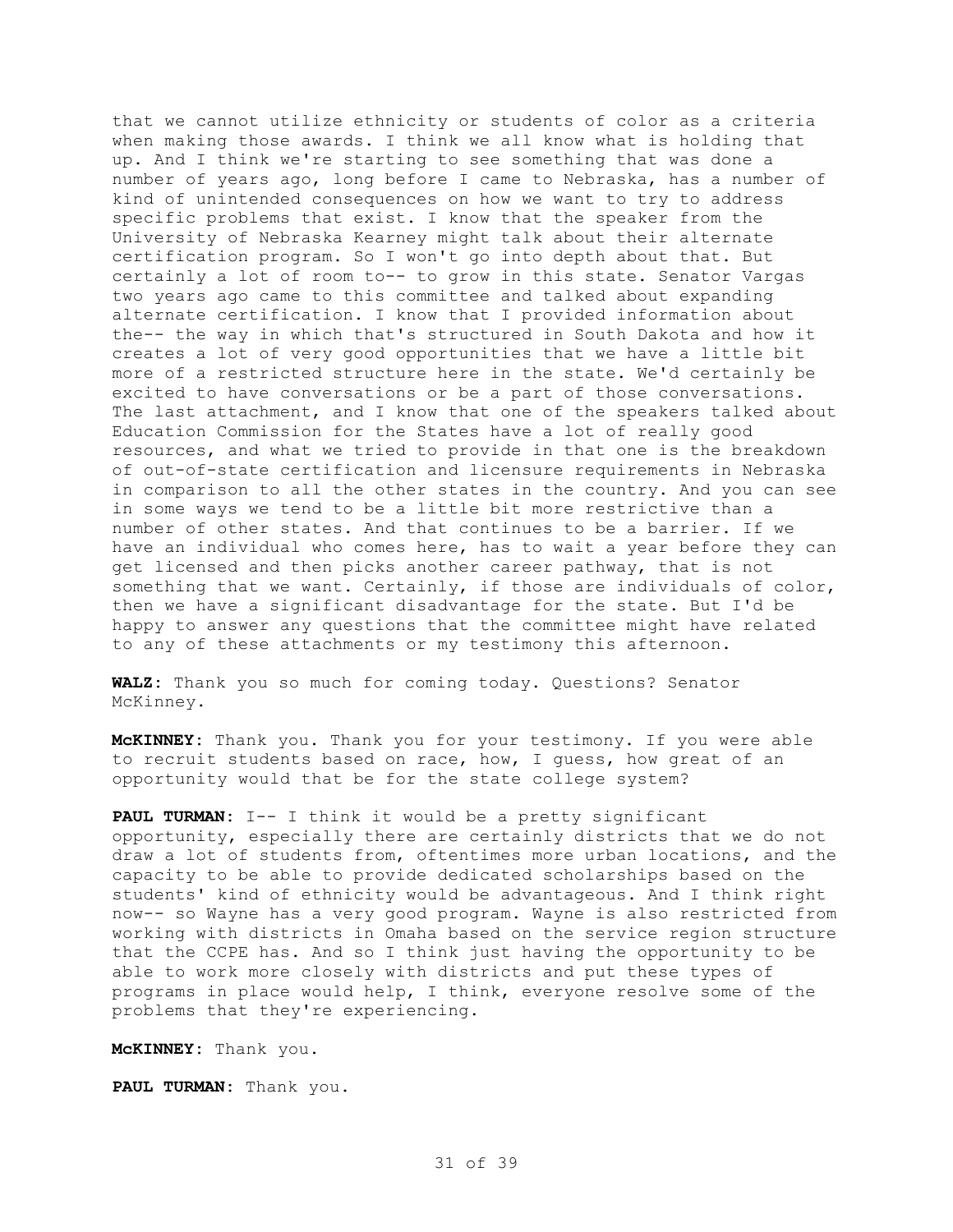that we cannot utilize ethnicity or students of color as a criteria when making those awards. I think we all know what is holding that up. And I think we're starting to see something that was done a number of years ago, long before I came to Nebraska, has a number of kind of unintended consequences on how we want to try to address specific problems that exist. I know that the speaker from the University of Nebraska Kearney might talk about their alternate certification program. So I won't go into depth about that. But certainly a lot of room to-- to grow in this state. Senator Vargas two years ago came to this committee and talked about expanding alternate certification. I know that I provided information about the-- the way in which that's structured in South Dakota and how it creates a lot of very good opportunities that we have a little bit more of a restricted structure here in the state. We'd certainly be excited to have conversations or be a part of those conversations. The last attachment, and I know that one of the speakers talked about Education Commission for the States have a lot of really good resources, and what we tried to provide in that one is the breakdown of out-of-state certification and licensure requirements in Nebraska in comparison to all the other states in the country. And you can see in some ways we tend to be a little bit more restrictive than a number of other states. And that continues to be a barrier. If we have an individual who comes here, has to wait a year before they can get licensed and then picks another career pathway, that is not something that we want. Certainly, if those are individuals of color, then we have a significant disadvantage for the state. But I'd be happy to answer any questions that the committee might have related to any of these attachments or my testimony this afternoon.

**WALZ:** Thank you so much for coming today. Questions? Senator McKinney.

**McKINNEY:** Thank you. Thank you for your testimony. If you were able to recruit students based on race, how, I guess, how great of an opportunity would that be for the state college system?

**PAUL TURMAN:** I-- I think it would be a pretty significant opportunity, especially there are certainly districts that we do not draw a lot of students from, oftentimes more urban locations, and the capacity to be able to provide dedicated scholarships based on the students' kind of ethnicity would be advantageous. And I think right now-- so Wayne has a very good program. Wayne is also restricted from working with districts in Omaha based on the service region structure that the CCPE has. And so I think just having the opportunity to be able to work more closely with districts and put these types of programs in place would help, I think, everyone resolve some of the problems that they're experiencing.

**McKINNEY:** Thank you.

**PAUL TURMAN:** Thank you.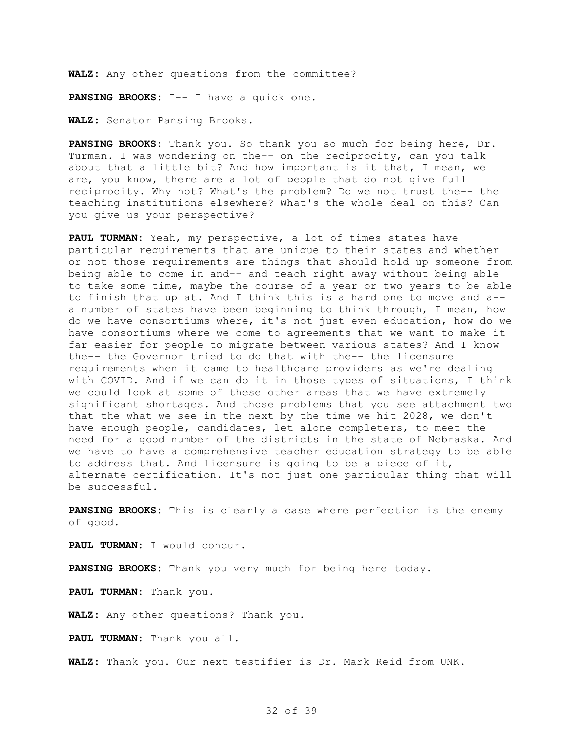**WALZ**: Any other questions from the committee?

**PANSING BROOKS**: I-- I have a quick one.

**WALZ**: Senator Pansing Brooks.

**PANSING BROOKS**: Thank you. So thank you so much for being here, Dr. Turman. I was wondering on the-- on the reciprocity, can you talk about that a little bit? And how important is it that, I mean, we are, you know, there are a lot of people that do not give full reciprocity. Why not? What's the problem? Do we not trust the-- the teaching institutions elsewhere? What's the whole deal on this? Can you give us your perspective?

**PAUL TURMAN**: Yeah, my perspective, a lot of times states have particular requirements that are unique to their states and whether or not those requirements are things that should hold up someone from being able to come in and-- and teach right away without being able to take some time, maybe the course of a year or two years to be able to finish that up at. And I think this is a hard one to move and a-- a number of states have been beginning to think through, I mean, how do we have consortiums where, it's not just even education, how do we have consortiums where we come to agreements that we want to make it far easier for people to migrate between various states? And I know the-- the Governor tried to do that with the-- the licensure requirements when it came to healthcare providers as we're dealing with COVID. And if we can do it in those types of situations, I think we could look at some of these other areas that we have extremely significant shortages. And those problems that you see attachment two that the what we see in the next by the time we hit 2028, we don't have enough people, candidates, let alone completers, to meet the need for a good number of the districts in the state of Nebraska. And we have to have a comprehensive teacher education strategy to be able to address that. And licensure is going to be a piece of it, alternate certification. It's not just one particular thing that will be successful.

**PANSING BROOKS**: This is clearly a case where perfection is the enemy of good.

**PAUL TURMAN**: I would concur.

**PANSING BROOKS**: Thank you very much for being here today.

**PAUL TURMAN**: Thank you.

**WALZ**: Any other questions? Thank you.

**PAUL TURMAN**: Thank you all.

**WALZ**: Thank you. Our next testifier is Dr. Mark Reid from UNK.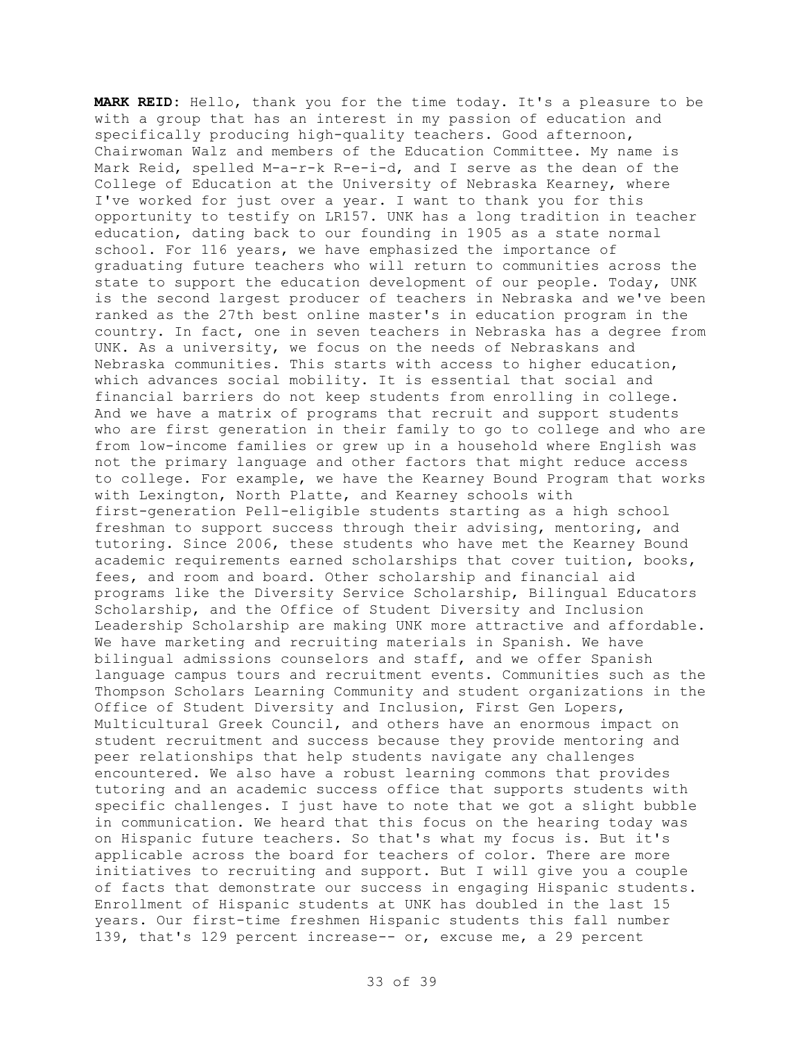**MARK REID**: Hello, thank you for the time today. It's a pleasure to be with a group that has an interest in my passion of education and specifically producing high-quality teachers. Good afternoon, Chairwoman Walz and members of the Education Committee. My name is Mark Reid, spelled M-a-r-k R-e-i-d, and I serve as the dean of the College of Education at the University of Nebraska Kearney, where I've worked for just over a year. I want to thank you for this opportunity to testify on LR157. UNK has a long tradition in teacher education, dating back to our founding in 1905 as a state normal school. For 116 years, we have emphasized the importance of graduating future teachers who will return to communities across the state to support the education development of our people. Today, UNK is the second largest producer of teachers in Nebraska and we've been ranked as the 27th best online master's in education program in the country. In fact, one in seven teachers in Nebraska has a degree from UNK. As a university, we focus on the needs of Nebraskans and Nebraska communities. This starts with access to higher education, which advances social mobility. It is essential that social and financial barriers do not keep students from enrolling in college. And we have a matrix of programs that recruit and support students who are first generation in their family to go to college and who are from low-income families or grew up in a household where English was not the primary language and other factors that might reduce access to college. For example, we have the Kearney Bound Program that works with Lexington, North Platte, and Kearney schools with first-generation Pell-eligible students starting as a high school freshman to support success through their advising, mentoring, and tutoring. Since 2006, these students who have met the Kearney Bound academic requirements earned scholarships that cover tuition, books, fees, and room and board. Other scholarship and financial aid programs like the Diversity Service Scholarship, Bilingual Educators Scholarship, and the Office of Student Diversity and Inclusion Leadership Scholarship are making UNK more attractive and affordable. We have marketing and recruiting materials in Spanish. We have bilingual admissions counselors and staff, and we offer Spanish language campus tours and recruitment events. Communities such as the Thompson Scholars Learning Community and student organizations in the Office of Student Diversity and Inclusion, First Gen Lopers, Multicultural Greek Council, and others have an enormous impact on student recruitment and success because they provide mentoring and peer relationships that help students navigate any challenges encountered. We also have a robust learning commons that provides tutoring and an academic success office that supports students with specific challenges. I just have to note that we got a slight bubble in communication. We heard that this focus on the hearing today was on Hispanic future teachers. So that's what my focus is. But it's applicable across the board for teachers of color. There are more initiatives to recruiting and support. But I will give you a couple of facts that demonstrate our success in engaging Hispanic students. Enrollment of Hispanic students at UNK has doubled in the last 15 years. Our first-time freshmen Hispanic students this fall number 139, that's 129 percent increase-- or, excuse me, a 29 percent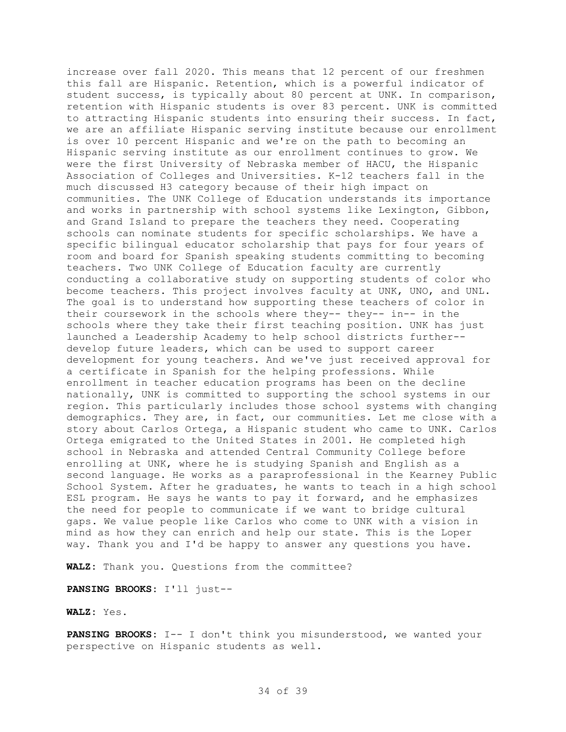increase over fall 2020. This means that 12 percent of our freshmen this fall are Hispanic. Retention, which is a powerful indicator of student success, is typically about 80 percent at UNK. In comparison, retention with Hispanic students is over 83 percent. UNK is committed to attracting Hispanic students into ensuring their success. In fact, we are an affiliate Hispanic serving institute because our enrollment is over 10 percent Hispanic and we're on the path to becoming an Hispanic serving institute as our enrollment continues to grow. We were the first University of Nebraska member of HACU, the Hispanic Association of Colleges and Universities. K-12 teachers fall in the much discussed H3 category because of their high impact on communities. The UNK College of Education understands its importance and works in partnership with school systems like Lexington, Gibbon, and Grand Island to prepare the teachers they need. Cooperating schools can nominate students for specific scholarships. We have a specific bilingual educator scholarship that pays for four years of room and board for Spanish speaking students committing to becoming teachers. Two UNK College of Education faculty are currently conducting a collaborative study on supporting students of color who become teachers. This project involves faculty at UNK, UNO, and UNL. The goal is to understand how supporting these teachers of color in their coursework in the schools where they-- they-- in-- in the schools where they take their first teaching position. UNK has just launched a Leadership Academy to help school districts further-- develop future leaders, which can be used to support career development for young teachers. And we've just received approval for a certificate in Spanish for the helping professions. While enrollment in teacher education programs has been on the decline nationally, UNK is committed to supporting the school systems in our region. This particularly includes those school systems with changing demographics. They are, in fact, our communities. Let me close with a story about Carlos Ortega, a Hispanic student who came to UNK. Carlos Ortega emigrated to the United States in 2001. He completed high school in Nebraska and attended Central Community College before enrolling at UNK, where he is studying Spanish and English as a second language. He works as a paraprofessional in the Kearney Public School System. After he graduates, he wants to teach in a high school ESL program. He says he wants to pay it forward, and he emphasizes the need for people to communicate if we want to bridge cultural gaps. We value people like Carlos who come to UNK with a vision in mind as how they can enrich and help our state. This is the Loper way. Thank you and I'd be happy to answer any questions you have.

**WALZ:** Thank you. Questions from the committee?

**PANSING BROOKS:** I'll just--

**WALZ:** Yes.

**PANSING BROOKS:** I-- I don't think you misunderstood, we wanted your perspective on Hispanic students as well.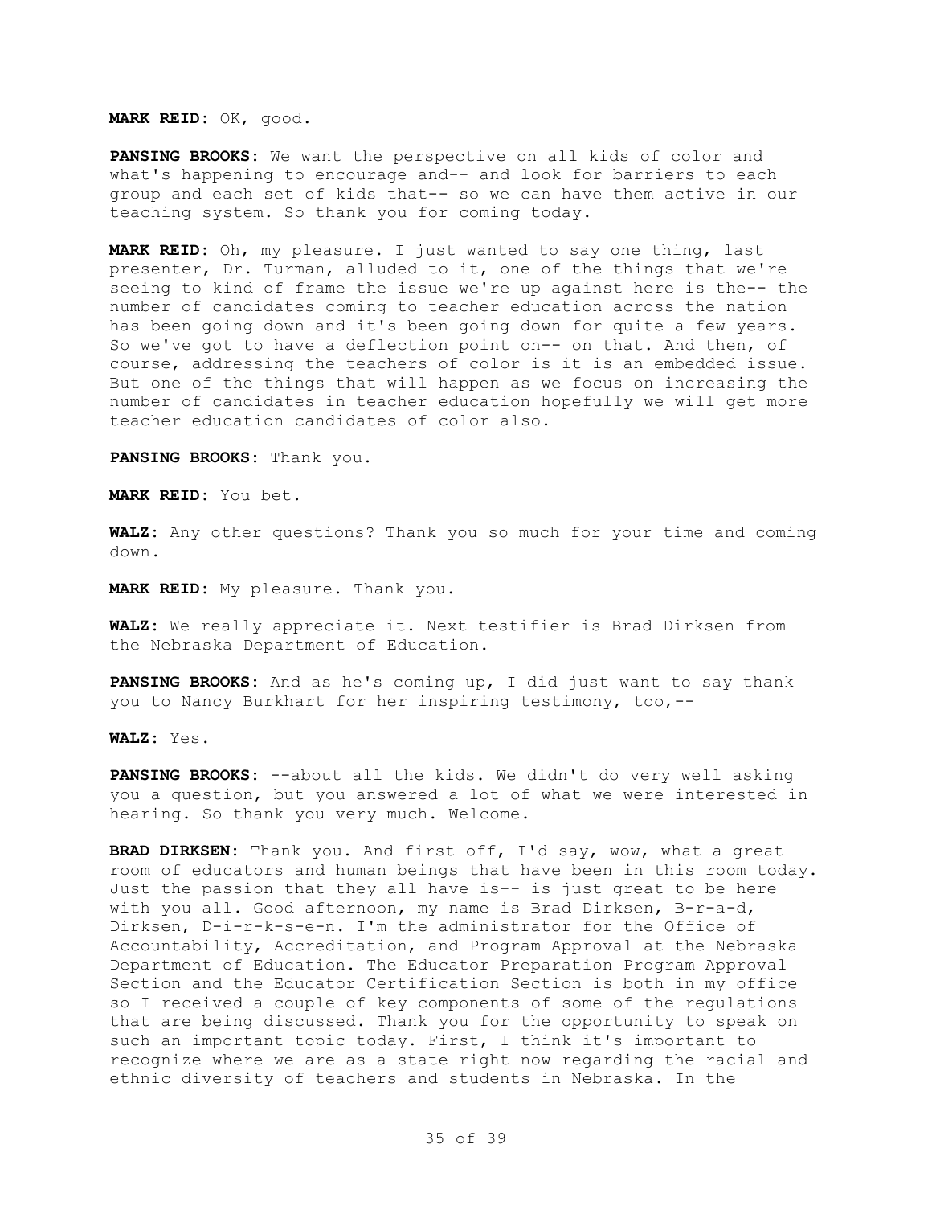**MARK REID:** OK, good.

**PANSING BROOKS:** We want the perspective on all kids of color and what's happening to encourage and-- and look for barriers to each group and each set of kids that-- so we can have them active in our teaching system. So thank you for coming today.

**MARK REID:** Oh, my pleasure. I just wanted to say one thing, last presenter, Dr. Turman, alluded to it, one of the things that we're seeing to kind of frame the issue we're up against here is the-- the number of candidates coming to teacher education across the nation has been going down and it's been going down for quite a few years. So we've got to have a deflection point on-- on that. And then, of course, addressing the teachers of color is it is an embedded issue. But one of the things that will happen as we focus on increasing the number of candidates in teacher education hopefully we will get more teacher education candidates of color also.

**PANSING BROOKS:** Thank you.

**MARK REID:** You bet.

**WALZ:** Any other questions? Thank you so much for your time and coming down.

**MARK REID:** My pleasure. Thank you.

**WALZ:** We really appreciate it. Next testifier is Brad Dirksen from the Nebraska Department of Education.

**PANSING BROOKS:** And as he's coming up, I did just want to say thank you to Nancy Burkhart for her inspiring testimony, too,--

**WALZ:** Yes.

**PANSING BROOKS:** --about all the kids. We didn't do very well asking you a question, but you answered a lot of what we were interested in hearing. So thank you very much. Welcome.

**BRAD DIRKSEN:** Thank you. And first off, I'd say, wow, what a great room of educators and human beings that have been in this room today. Just the passion that they all have is-- is just great to be here with you all. Good afternoon, my name is Brad Dirksen, B-r-a-d, Dirksen, D-i-r-k-s-e-n. I'm the administrator for the Office of Accountability, Accreditation, and Program Approval at the Nebraska Department of Education. The Educator Preparation Program Approval Section and the Educator Certification Section is both in my office so I received a couple of key components of some of the regulations that are being discussed. Thank you for the opportunity to speak on such an important topic today. First, I think it's important to recognize where we are as a state right now regarding the racial and ethnic diversity of teachers and students in Nebraska. In the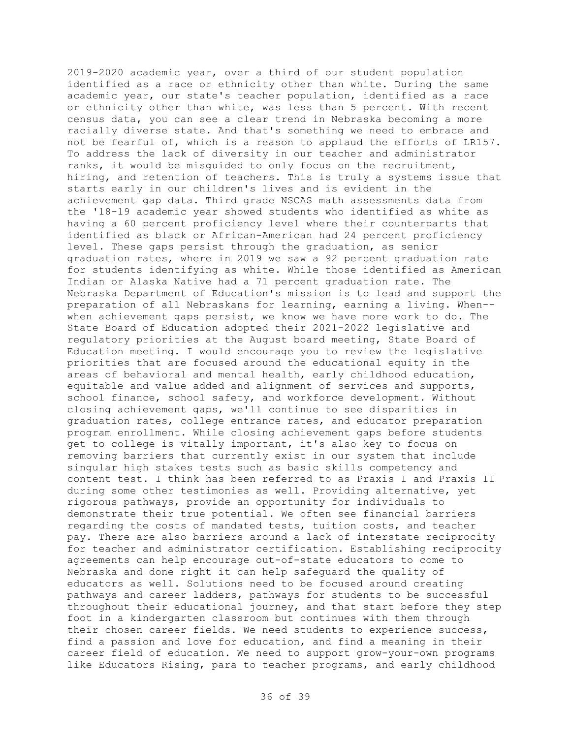2019-2020 academic year, over a third of our student population identified as a race or ethnicity other than white. During the same academic year, our state's teacher population, identified as a race or ethnicity other than white, was less than 5 percent. With recent census data, you can see a clear trend in Nebraska becoming a more racially diverse state. And that's something we need to embrace and not be fearful of, which is a reason to applaud the efforts of LR157. To address the lack of diversity in our teacher and administrator ranks, it would be misguided to only focus on the recruitment, hiring, and retention of teachers. This is truly a systems issue that starts early in our children's lives and is evident in the achievement gap data. Third grade NSCAS math assessments data from the '18-19 academic year showed students who identified as white as having a 60 percent proficiency level where their counterparts that identified as black or African-American had 24 percent proficiency level. These gaps persist through the graduation, as senior graduation rates, where in 2019 we saw a 92 percent graduation rate for students identifying as white. While those identified as American Indian or Alaska Native had a 71 percent graduation rate. The Nebraska Department of Education's mission is to lead and support the preparation of all Nebraskans for learning, earning a living. When-- when achievement gaps persist, we know we have more work to do. The State Board of Education adopted their 2021-2022 legislative and regulatory priorities at the August board meeting, State Board of Education meeting. I would encourage you to review the legislative priorities that are focused around the educational equity in the areas of behavioral and mental health, early childhood education, equitable and value added and alignment of services and supports, school finance, school safety, and workforce development. Without closing achievement gaps, we'll continue to see disparities in graduation rates, college entrance rates, and educator preparation program enrollment. While closing achievement gaps before students get to college is vitally important, it's also key to focus on removing barriers that currently exist in our system that include singular high stakes tests such as basic skills competency and content test. I think has been referred to as Praxis I and Praxis II during some other testimonies as well. Providing alternative, yet rigorous pathways, provide an opportunity for individuals to demonstrate their true potential. We often see financial barriers regarding the costs of mandated tests, tuition costs, and teacher pay. There are also barriers around a lack of interstate reciprocity for teacher and administrator certification. Establishing reciprocity agreements can help encourage out-of-state educators to come to Nebraska and done right it can help safeguard the quality of educators as well. Solutions need to be focused around creating pathways and career ladders, pathways for students to be successful throughout their educational journey, and that start before they step foot in a kindergarten classroom but continues with them through their chosen career fields. We need students to experience success, find a passion and love for education, and find a meaning in their career field of education. We need to support grow-your-own programs like Educators Rising, para to teacher programs, and early childhood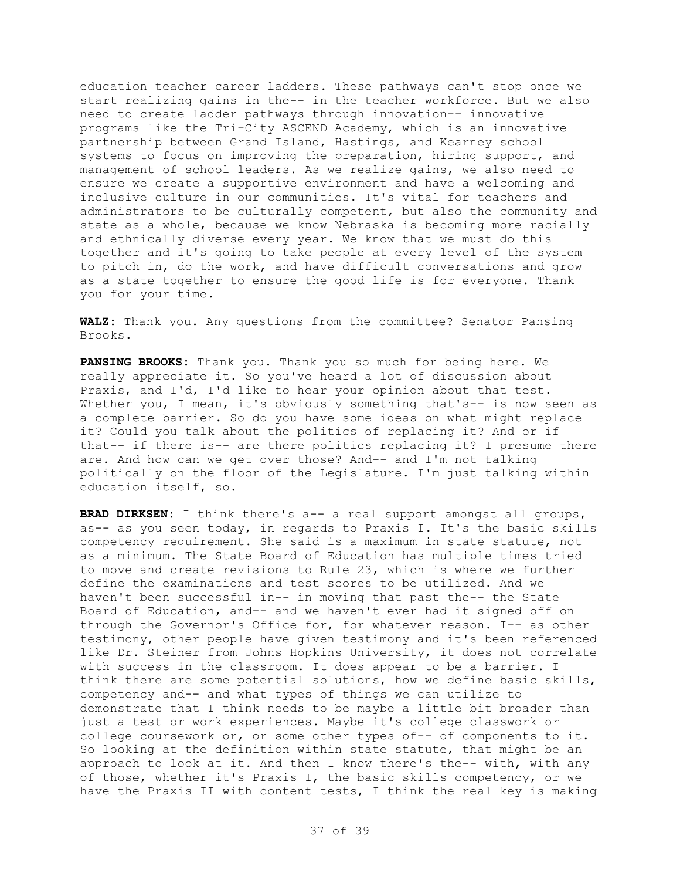education teacher career ladders. These pathways can't stop once we start realizing gains in the-- in the teacher workforce. But we also need to create ladder pathways through innovation-- innovative programs like the Tri-City ASCEND Academy, which is an innovative partnership between Grand Island, Hastings, and Kearney school systems to focus on improving the preparation, hiring support, and management of school leaders. As we realize gains, we also need to ensure we create a supportive environment and have a welcoming and inclusive culture in our communities. It's vital for teachers and administrators to be culturally competent, but also the community and state as a whole, because we know Nebraska is becoming more racially and ethnically diverse every year. We know that we must do this together and it's going to take people at every level of the system to pitch in, do the work, and have difficult conversations and grow as a state together to ensure the good life is for everyone. Thank you for your time.

**WALZ**: Thank you. Any questions from the committee? Senator Pansing Brooks.

**PANSING BROOKS**: Thank you. Thank you so much for being here. We really appreciate it. So you've heard a lot of discussion about Praxis, and I'd, I'd like to hear your opinion about that test. Whether you, I mean, it's obviously something that's-- is now seen as a complete barrier. So do you have some ideas on what might replace it? Could you talk about the politics of replacing it? And or if that-- if there is-- are there politics replacing it? I presume there are. And how can we get over those? And-- and I'm not talking politically on the floor of the Legislature. I'm just talking within education itself, so.

**BRAD DIRKSEN**: I think there's a-- a real support amongst all groups, as-- as you seen today, in regards to Praxis I. It's the basic skills competency requirement. She said is a maximum in state statute, not as a minimum. The State Board of Education has multiple times tried to move and create revisions to Rule 23, which is where we further define the examinations and test scores to be utilized. And we haven't been successful in-- in moving that past the-- the State Board of Education, and-- and we haven't ever had it signed off on through the Governor's Office for, for whatever reason. I-- as other testimony, other people have given testimony and it's been referenced like Dr. Steiner from Johns Hopkins University, it does not correlate with success in the classroom. It does appear to be a barrier. I think there are some potential solutions, how we define basic skills, competency and-- and what types of things we can utilize to demonstrate that I think needs to be maybe a little bit broader than just a test or work experiences. Maybe it's college classwork or college coursework or, or some other types of-- of components to it. So looking at the definition within state statute, that might be an approach to look at it. And then I know there's the-- with, with any of those, whether it's Praxis I, the basic skills competency, or we have the Praxis II with content tests, I think the real key is making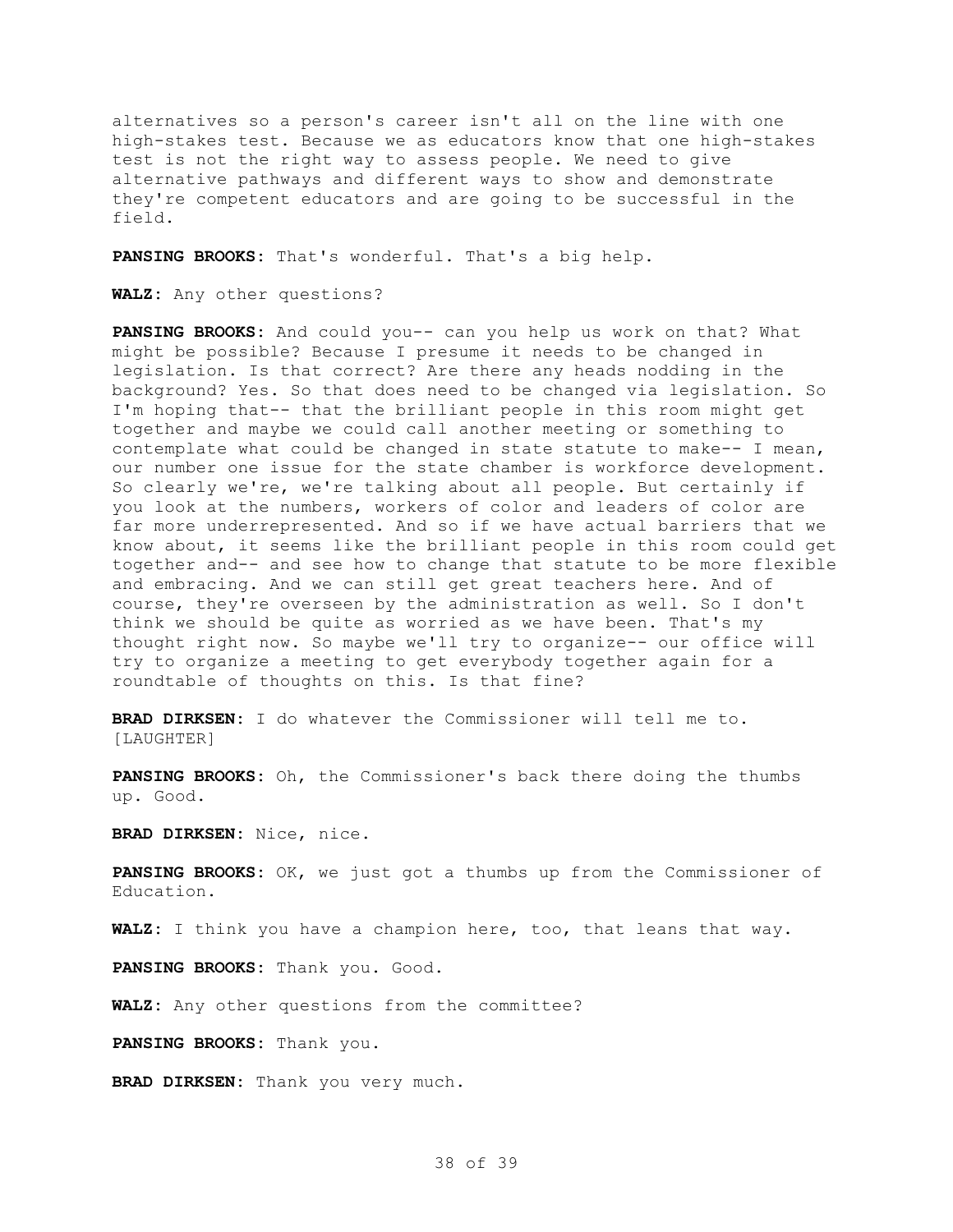alternatives so a person's career isn't all on the line with one high-stakes test. Because we as educators know that one high-stakes test is not the right way to assess people. We need to give alternative pathways and different ways to show and demonstrate they're competent educators and are going to be successful in the field.

**PANSING BROOKS:** That's wonderful. That's a big help.

**WALZ:** Any other questions?

**PANSING BROOKS:** And could you-- can you help us work on that? What might be possible? Because I presume it needs to be changed in legislation. Is that correct? Are there any heads nodding in the background? Yes. So that does need to be changed via legislation. So I'm hoping that-- that the brilliant people in this room might get together and maybe we could call another meeting or something to contemplate what could be changed in state statute to make-- I mean, our number one issue for the state chamber is workforce development. So clearly we're, we're talking about all people. But certainly if you look at the numbers, workers of color and leaders of color are far more underrepresented. And so if we have actual barriers that we know about, it seems like the brilliant people in this room could get together and-- and see how to change that statute to be more flexible and embracing. And we can still get great teachers here. And of course, they're overseen by the administration as well. So I don't think we should be quite as worried as we have been. That's my thought right now. So maybe we'll try to organize-- our office will try to organize a meeting to get everybody together again for a roundtable of thoughts on this. Is that fine?

**BRAD DIRKSEN:** I do whatever the Commissioner will tell me to. [LAUGHTER]

**PANSING BROOKS:** Oh, the Commissioner's back there doing the thumbs up. Good.

**BRAD DIRKSEN:** Nice, nice.

**PANSING BROOKS:** OK, we just got a thumbs up from the Commissioner of Education.

**WALZ:** I think you have a champion here, too, that leans that way.

**PANSING BROOKS:** Thank you. Good.

**WALZ:** Any other questions from the committee?

**PANSING BROOKS:** Thank you.

**BRAD DIRKSEN:** Thank you very much.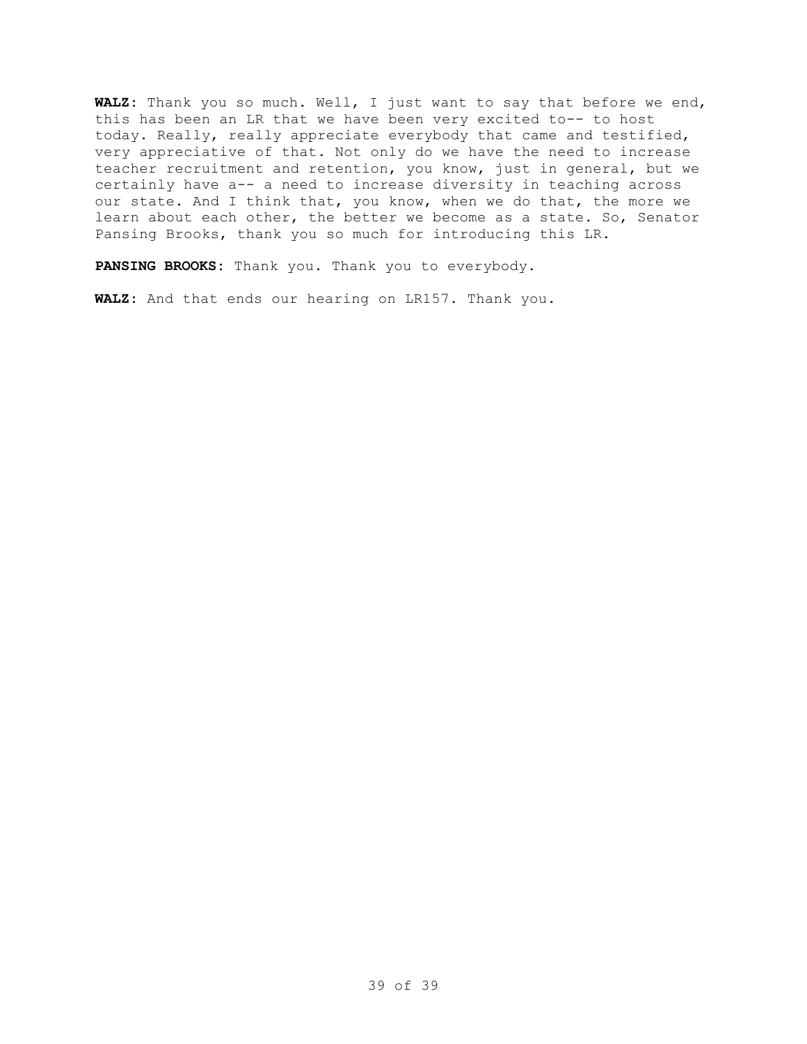**WALZ**: Thank you so much. Well, I just want to say that before we end, this has been an LR that we have been very excited to-- to host today. Really, really appreciate everybody that came and testified, very appreciative of that. Not only do we have the need to increase teacher recruitment and retention, you know, just in general, but we certainly have a-- a need to increase diversity in teaching across our state. And I think that, you know, when we do that, the more we learn about each other, the better we become as a state. So, Senator Pansing Brooks, thank you so much for introducing this LR.

**PANSING BROOKS**: Thank you. Thank you to everybody.

**WALZ**: And that ends our hearing on LR157. Thank you.